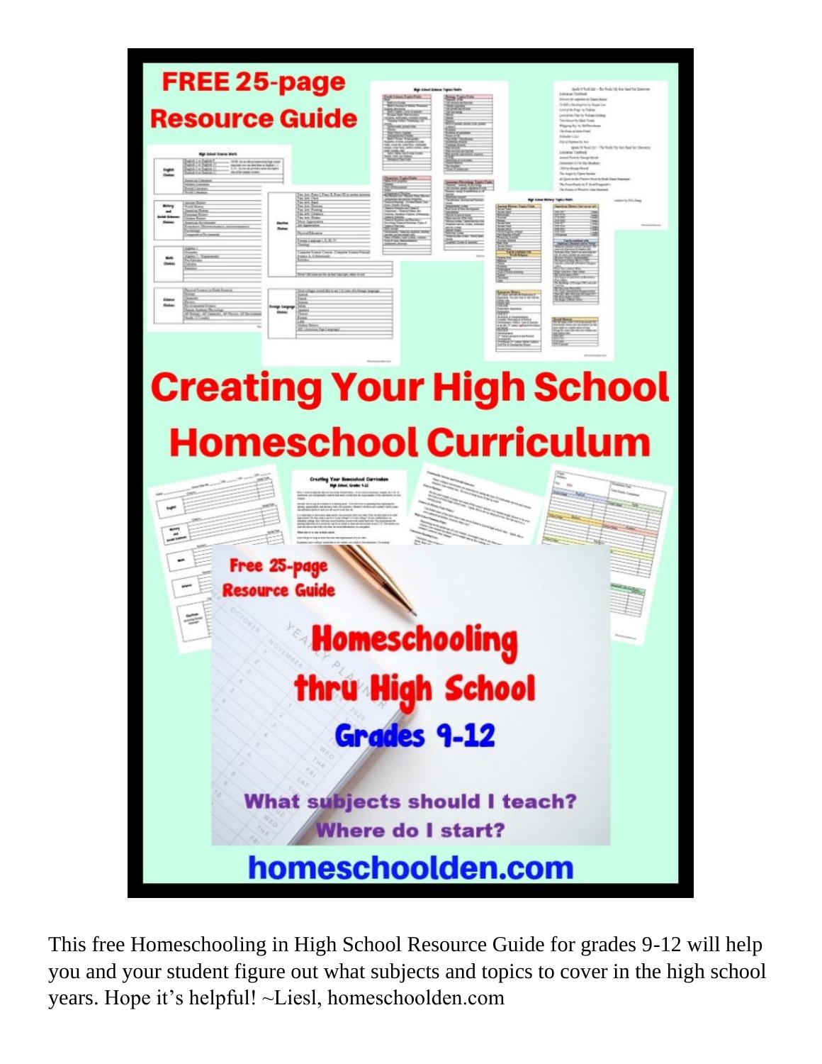# FREE 25-page Resource Guide

# Creating Your High School Homeschool Curriculum

## Free 25-page Resource Guide

## Homeschooling thru High School

### Grades 9-12

**What subjects should I teach?**

**Where do I start?**

**homeschoolden.com**

This free Homeschooling in High School Resource Guide for grades 9-12 will help you and your student figure out what subjects and topics to cover in the high school years. Hope it's helpful! ~Liesl, homeschoolden.com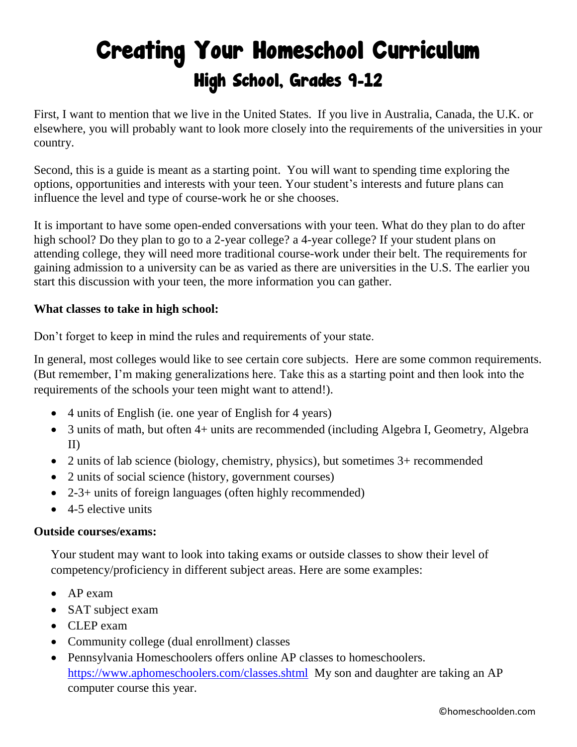# Creating Your Homeschool Curriculum

## High School, Grades 9-12

First, I want to mention that we live in the United States. If you live in Australia, Canada, the U.K. or elsewhere, you will probably want to look more closely into the requirements of the universities in your country.

Second, this is a guide is meant as a starting point. You will want to spending time exploring the options, opportunities and interests with your teen. Your student's interests and future plans can influence the level and type of course-work he or she chooses.

It is important to have some open-ended conversations with your teen. What do they plan to do after high school? Do they plan to go to a 2-year college? a 4-year college? If your student plans on attending college, they will need more traditional course-work under their belt. The requirements for gaining admission to a university can be as varied as there are universities in the U.S. The earlier you start this discussion with your teen, the more information you can gather.

**What classes to take in high school:**

Don't forget to keep in mind the rules and requirements of your state.

In general, most colleges would like to see certain core subjects. Here are some common requirements. (But remember, I'm making generalizations here. Take this as a starting point and then look into the requirements of the schools your teen might want to attend!).

- 4 units of English (ie. one year of English for 4 years)
- 3 units of math, but often 4+ units are recommended (including Algebra I, Geometry, Algebra II)
- 2 units of lab science (biology, chemistry, physics), but sometimes 3+ recommended
- 2 units of social science (history, government courses)
- 2-3+ units of foreign languages (often highly recommended)
- 4-5 elective units

**Outside courses/exams:**

Your student may want to look into taking exams or outside classes to show their level of competency/proficiency in different subject areas. Here are some examples:

- AP exam
- SAT subject exam
- CLEP exam
- Community college (dual enrollment) classes
- Pennsylvania Homeschoolers offers online AP classes to homeschoolers. https://www.aphomeschoolers.com/classes.shtml My son and daughter are taking an AP computer course this year.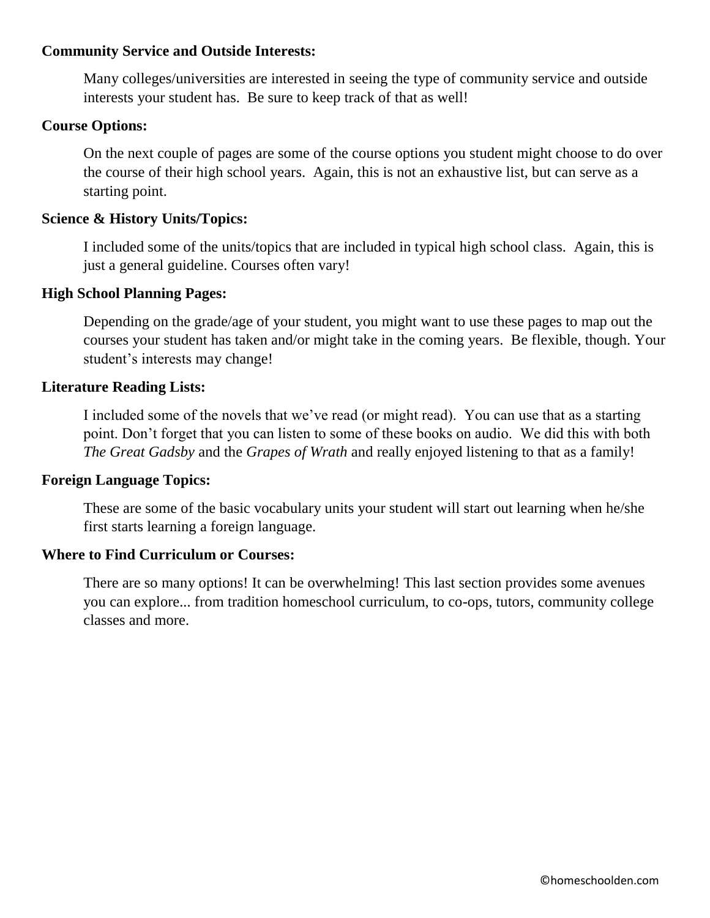**Community Service and Outside Interests:**

Many colleges/universities are interested in seeing the type of community service and outside interests your student has. Be sure to keep track of that as well!

**Course Options:**

On the next couple of pages are some of the course options you student might choose to do over the course of their high school years. Again, this is not an exhaustive list, but can serve as a starting point.

**Science & History Units/Topics:**

I included some of the units/topics that are included in typical high school class. Again, this is just a general guideline. Courses often vary!

**High School Planning Pages:**

Depending on the grade/age of your student, you might want to use these pages to map out the courses your student has taken and/or might take in the coming years. Be flexible, though. Your student's interests may change!

**Literature Reading Lists:**

I included some of the novels that we've read (or might read). You can use that as a starting point. Don't forget that you can listen to some of these books on audio. We did this with both *The Great Gadsby* and the *Grapes of Wrath* and really enjoyed listening to that as a family!

**Foreign Language Topics:**

These are some of the basic vocabulary units your student will start out learning when he/she first starts learning a foreign language.

**Where to Find Curriculum or Courses:**

There are so many options! It can be overwhelming! This last section provides some avenues you can explore... from tradition homeschool curriculum, to co-ops, tutors, community college classes and more.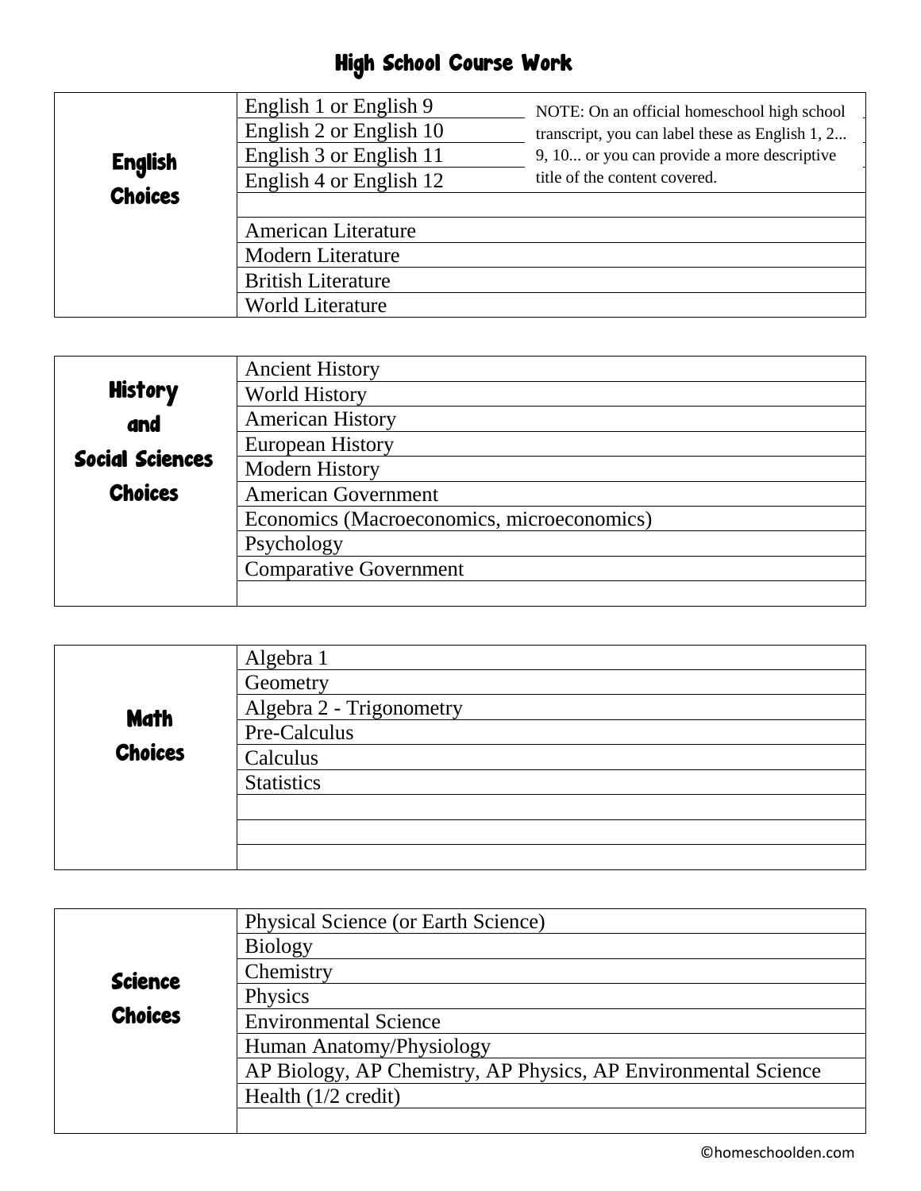# High School Course Work

| English Choices | |
|---|---|
| | English 1 or English 9 |
| | English 2 or English 10 |
| | English 3 or English 11 |
| | English 4 or English 12 |
| | |
| | American Literature |
| | Modern Literature |
| | British Literature |
| | World Literature |

NOTE: On an official homeschool high school transcript, you can label these as English 1, 2... 9, 10... or you can provide a more descriptive title of the content covered.

| History and Social Sciences Choices | |
|---|---|
| | Ancient History |
| | World History |
| | American History |
| | European History |
| | Modern History |
| | American Government |
| | Economics (Macroeconomics, microeconomics) |
| | Psychology |
| | Comparative Government |
| | |

| Math Choices | |
|---|---|
| | Algebra 1 |
| | Geometry |
| | Algebra 2 - Trigonometry |
| | Pre-Calculus |
| | Calculus |
| | Statistics |
| | |
| | |
| | |

| Science Choices | |
|---|---|
| | Physical Science (or Earth Science) |
| | Biology |
| | Chemistry |
| | Physics |
| | Environmental Science |
| | Human Anatomy/Physiology |
| | AP Biology, AP Chemistry, AP Physics, AP Environmental Science |
| | Health (1/2 credit) |
| | |

©homeschoolden.com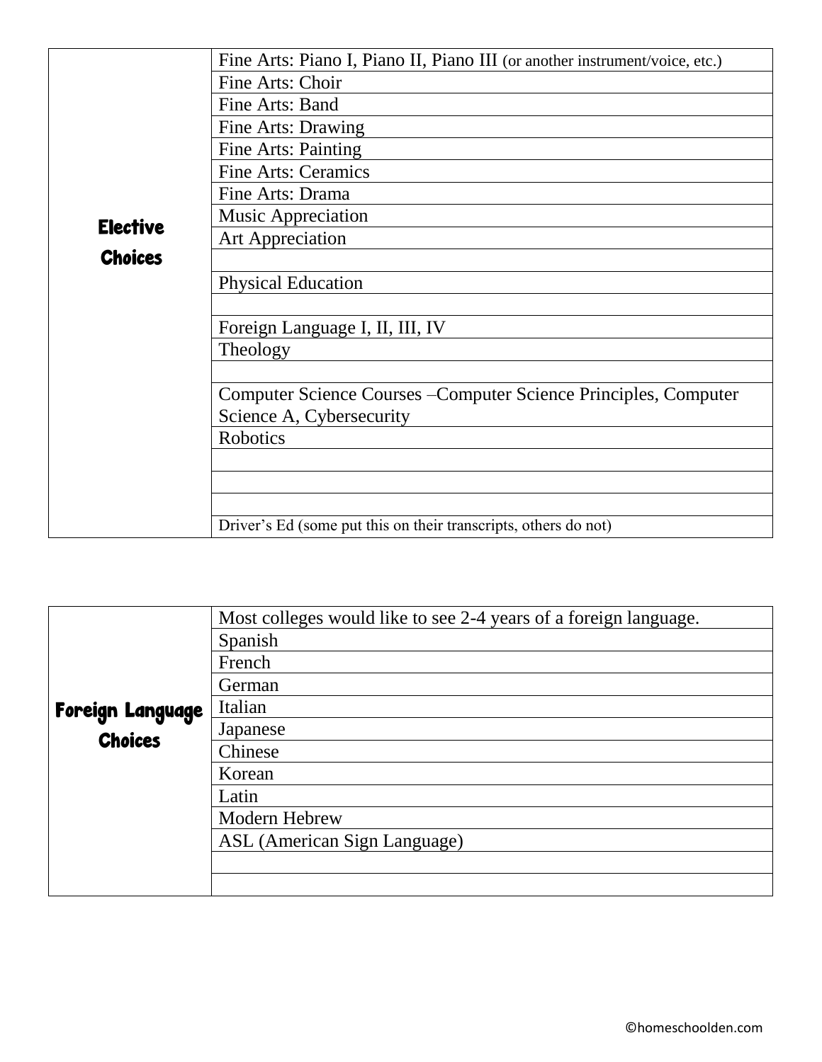| Elective Choices | |
|---|---|
| | Fine Arts: Piano I, Piano II, Piano III (or another instrument/voice, etc.) |
| | Fine Arts: Choir |
| | Fine Arts: Band |
| | Fine Arts: Drawing |
| | Fine Arts: Painting |
| | Fine Arts: Ceramics |
| | Fine Arts: Drama |
| | Music Appreciation |
| | Art Appreciation |
| | |
| | Physical Education |
| | |
| | Foreign Language I, II, III, IV |
| | Theology |
| | |
| | Computer Science Courses –Computer Science Principles, Computer Science A, Cybersecurity |
| | Robotics |
| | |
| | |
| | |
| | Driver's Ed (some put this on their transcripts, others do not) |

| Foreign Language Choices | |
|---|---|
| | Most colleges would like to see 2-4 years of a foreign language. |
| | Spanish |
| | French |
| | German |
| | Italian |
| | Japanese |
| | Chinese |
| | Korean |
| | Latin |
| | Modern Hebrew |
| | ASL (American Sign Language) |
| | |
| | |

©homeschoolden.com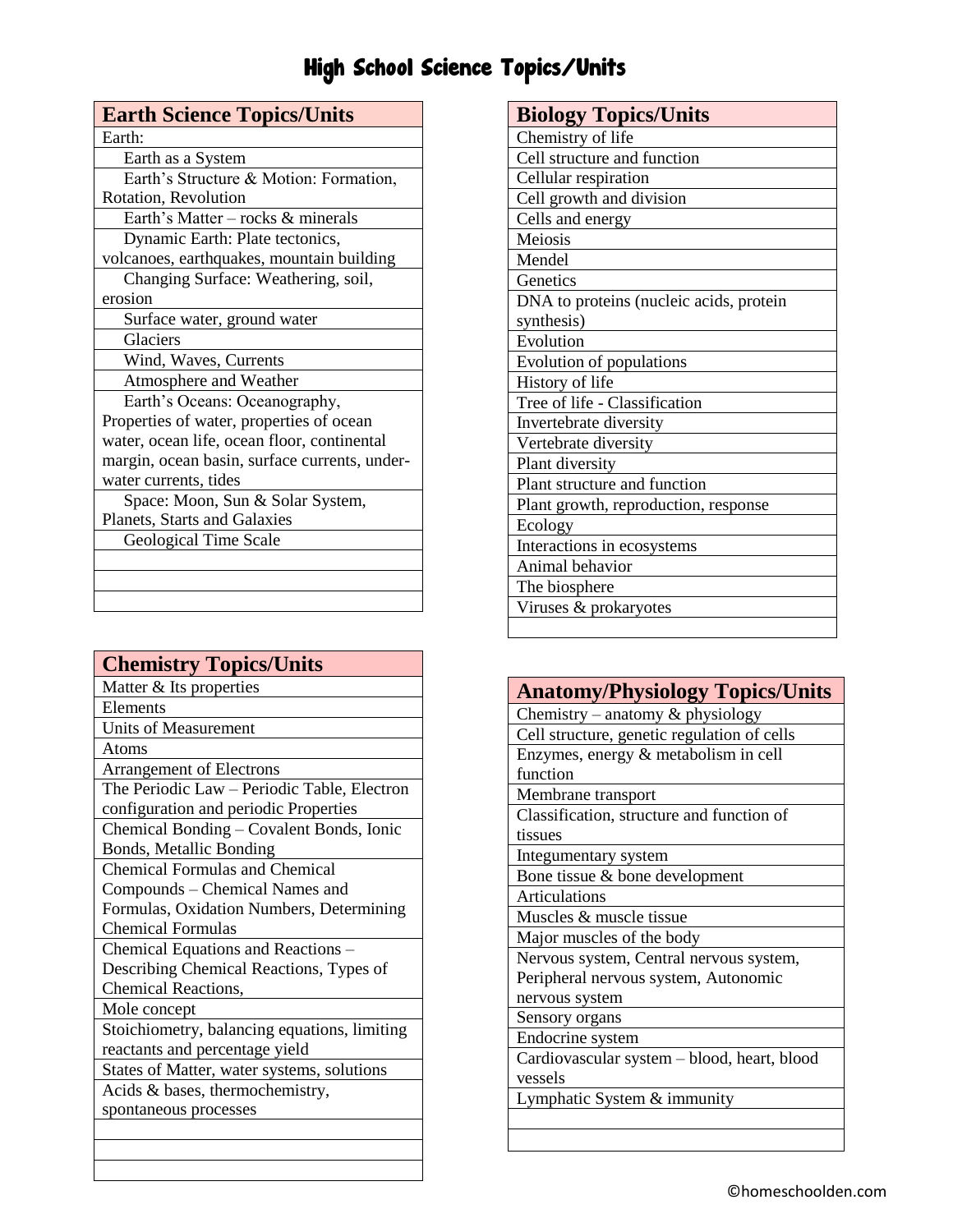# High School Science Topics/Units

| Earth Science Topics/Units |
|---|
| Earth: |
| Earth as a System |
| Earth's Structure & Motion: Formation, Rotation, Revolution |
| Earth's Matter – rocks & minerals |
| Dynamic Earth: Plate tectonics, volcanoes, earthquakes, mountain building |
| Changing Surface: Weathering, soil, erosion |
| Surface water, ground water |
| Glaciers |
| Wind, Waves, Currents |
| Atmosphere and Weather |
| Earth's Oceans: Oceanography, Properties of water, properties of ocean water, ocean life, ocean floor, continental margin, ocean basin, surface currents, under-water currents, tides |
| Space: Moon, Sun & Solar System, Planets, Starts and Galaxies |
| Geological Time Scale |
| |
| |
| |

| Chemistry Topics/Units |
|---|
| Matter & Its properties |
| Elements |
| Units of Measurement |
| Atoms |
| Arrangement of Electrons |
| The Periodic Law – Periodic Table, Electron configuration and periodic Properties |
| Chemical Bonding – Covalent Bonds, Ionic Bonds, Metallic Bonding |
| Chemical Formulas and Chemical Compounds – Chemical Names and Formulas, Oxidation Numbers, Determining Chemical Formulas |
| Chemical Equations and Reactions – Describing Chemical Reactions, Types of Chemical Reactions, |
| Mole concept |
| Stoichiometry, balancing equations, limiting reactants and percentage yield |
| States of Matter, water systems, solutions |
| Acids & bases, thermochemistry, spontaneous processes |
| |
| |
| |

| Biology Topics/Units |
|---|
| Chemistry of life |
| Cell structure and function |
| Cellular respiration |
| Cell growth and division |
| Cells and energy |
| Meiosis |
| Mendel |
| Genetics |
| DNA to proteins (nucleic acids, protein synthesis) |
| Evolution |
| Evolution of populations |
| History of life |
| Tree of life - Classification |
| Invertebrate diversity |
| Vertebrate diversity |
| Plant diversity |
| Plant structure and function |
| Plant growth, reproduction, response |
| Ecology |
| Interactions in ecosystems |
| Animal behavior |
| The biosphere |
| Viruses & prokaryotes |
| |

| Anatomy/Physiology Topics/Units |
|---|
| Chemistry – anatomy & physiology |
| Cell structure, genetic regulation of cells |
| Enzymes, energy & metabolism in cell function |
| Membrane transport |
| Classification, structure and function of tissues |
| Integumentary system |
| Bone tissue & bone development |
| Articulations |
| Muscles & muscle tissue |
| Major muscles of the body |
| Nervous system, Central nervous system, Peripheral nervous system, Autonomic nervous system |
| Sensory organs |
| Endocrine system |
| Cardiovascular system – blood, heart, blood vessels |
| Lymphatic System & immunity |
| |
| |

©homeschoolden.com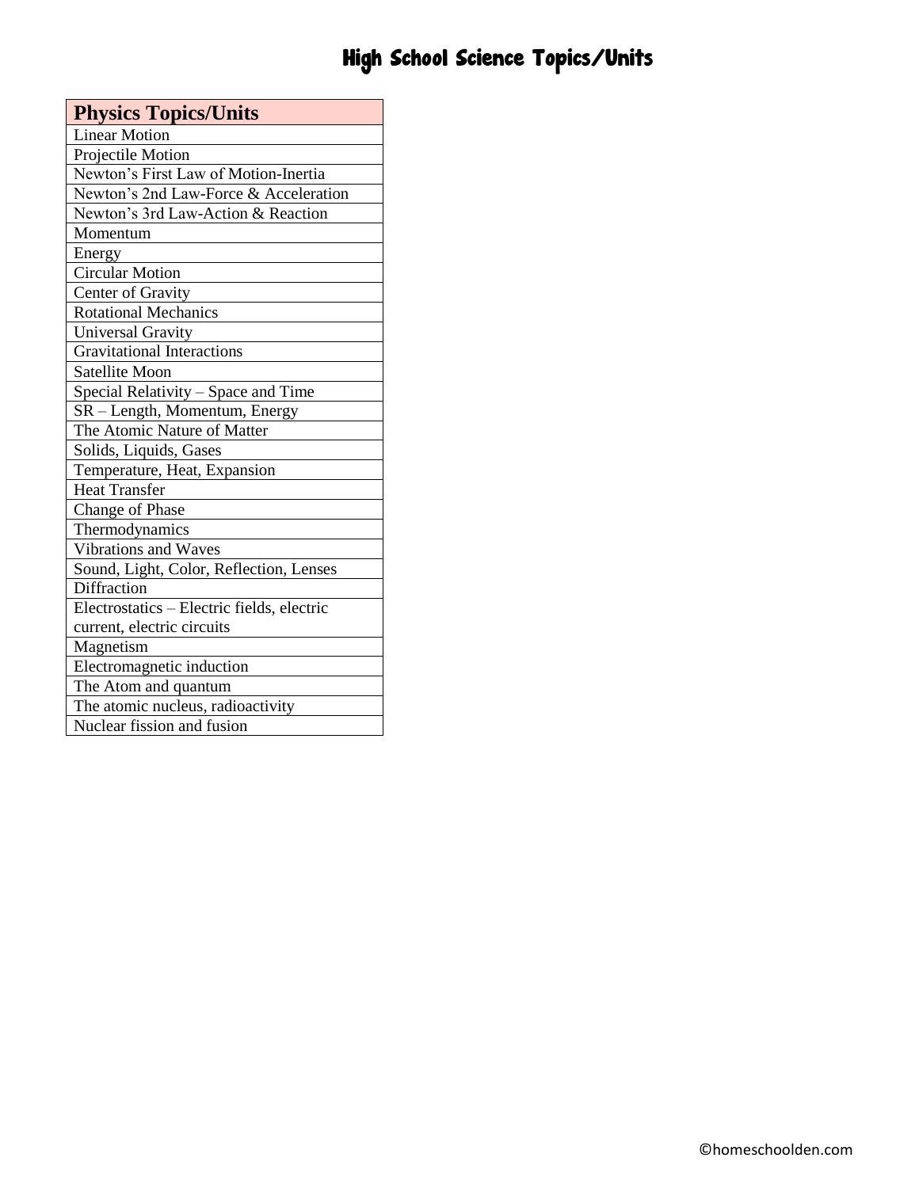# High School Science Topics/Units

| Physics Topics/Units |
| --- |
| Linear Motion |
| Projectile Motion |
| Newton's First Law of Motion-Inertia |
| Newton's 2nd Law-Force & Acceleration |
| Newton's 3rd Law-Action & Reaction |
| Momentum |
| Energy |
| Circular Motion |
| Center of Gravity |
| Rotational Mechanics |
| Universal Gravity |
| Gravitational Interactions |
| Satellite Moon |
| Special Relativity – Space and Time |
| SR – Length, Momentum, Energy |
| The Atomic Nature of Matter |
| Solids, Liquids, Gases |
| Temperature, Heat, Expansion |
| Heat Transfer |
| Change of Phase |
| Thermodynamics |
| Vibrations and Waves |
| Sound, Light, Color, Reflection, Lenses |
| Diffraction |
| Electrostatics – Electric fields, electric current, electric circuits |
| Magnetism |
| Electromagnetic induction |
| The Atom and quantum |
| The atomic nucleus, radioactivity |
| Nuclear fission and fusion |

©homeschoolden.com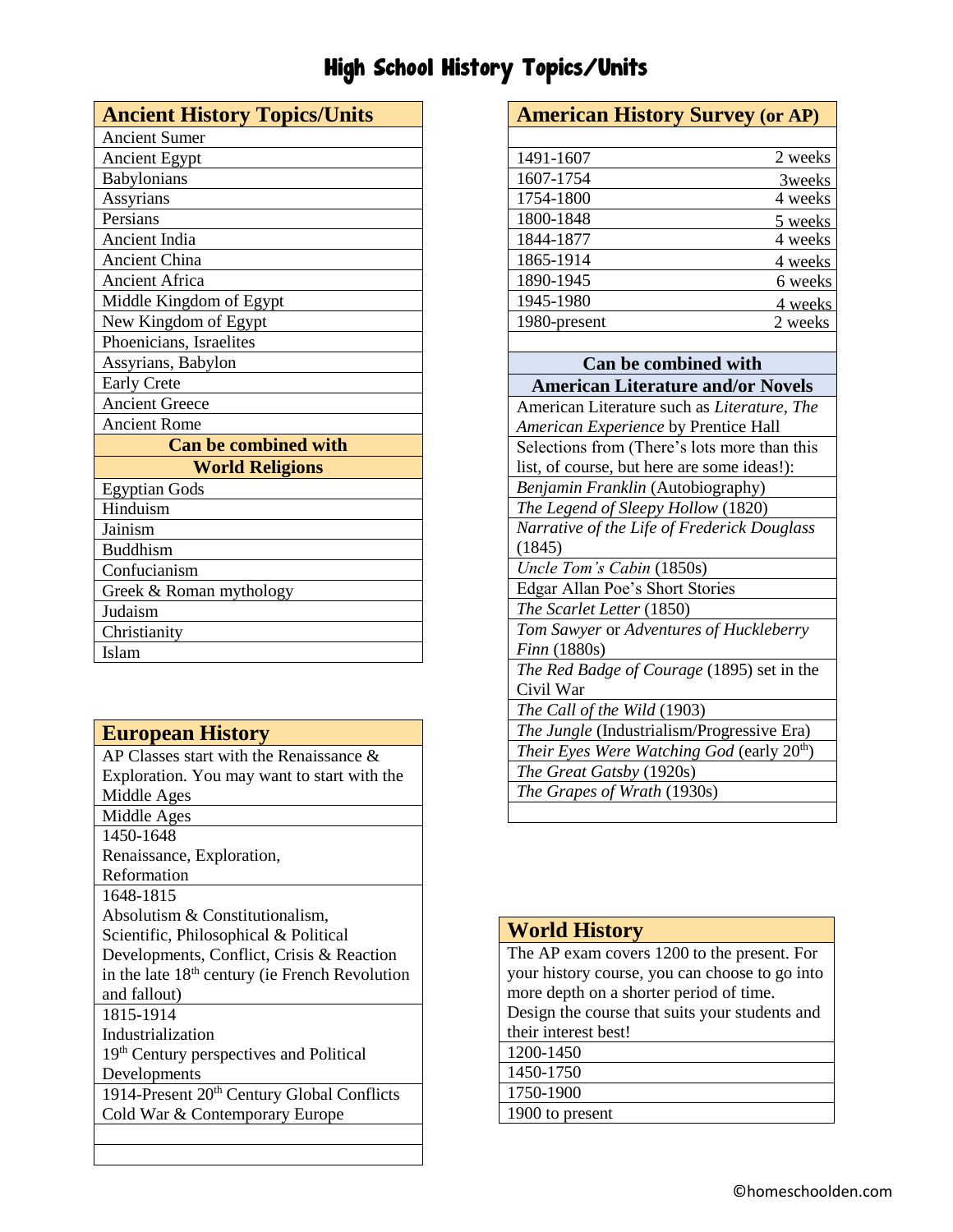# High School History Topics/Units

| Ancient History Topics/Units |
|---|
| Ancient Sumer |
| Ancient Egypt |
| Babylonians |
| Assyrians |
| Persians |
| Ancient India |
| Ancient China |
| Ancient Africa |
| Middle Kingdom of Egypt |
| New Kingdom of Egypt |
| Phoenicians, Israelites |
| Assyrians, Babylon |
| Early Crete |
| Ancient Greece |
| Ancient Rome |
| **Can be combined with World Religions** |
| Egyptian Gods |
| Hinduism |
| Jainism |
| Buddhism |
| Confucianism |
| Greek & Roman mythology |
| Judaism |
| Christianity |
| Islam |

| European History |
|---|
| AP Classes start with the Renaissance & Exploration. You may want to start with the Middle Ages |
| Middle Ages |
| 1450-1648 Renaissance, Exploration, Reformation |
| 1648-1815 Absolutism & Constitutionalism, Scientific, Philosophical & Political Developments, Conflict, Crisis & Reaction in the late 18th century (ie French Revolution and fallout) |
| 1815-1914 Industrialization 19th Century perspectives and Political Developments |
| 1914-Present 20th Century Global Conflicts Cold War & Contemporary Europe |
| |
| |

| American History Survey (or AP) | |
|---|---|
| | |
| 1491-1607 | 2 weeks |
| 1607-1754 | 3weeks |
| 1754-1800 | 4 weeks |
| 1800-1848 | 5 weeks |
| 1844-1877 | 4 weeks |
| 1865-1914 | 4 weeks |
| 1890-1945 | 6 weeks |
| 1945-1980 | 4 weeks |
| 1980-present | 2 weeks |

| Can be combined with American Literature and/or Novels |
|---|
| American Literature such as *Literature, The American Experience* by Prentice Hall |
| Selections from (There's lots more than this list, of course, but here are some ideas!): |
| *Benjamin Franklin* (Autobiography) |
| *The Legend of Sleepy Hollow* (1820) |
| *Narrative of the Life of Frederick Douglass* (1845) |
| *Uncle Tom's Cabin* (1850s) |
| Edgar Allan Poe's Short Stories |
| *The Scarlet Letter* (1850) |
| *Tom Sawyer* or *Adventures of Huckleberry Finn* (1880s) |
| *The Red Badge of Courage* (1895) set in the Civil War |
| *The Call of the Wild* (1903) |
| *The Jungle* (Industrialism/Progressive Era) |
| *Their Eyes Were Watching God* (early 20th) |
| *The Great Gatsby* (1920s) |
| *The Grapes of Wrath* (1930s) |
| |

| World History |
|---|
| The AP exam covers 1200 to the present. For your history course, you can choose to go into more depth on a shorter period of time. Design the course that suits your students and their interest best! |
| 1200-1450 |
| 1450-1750 |
| 1750-1900 |
| 1900 to present |

©homeschoolden.com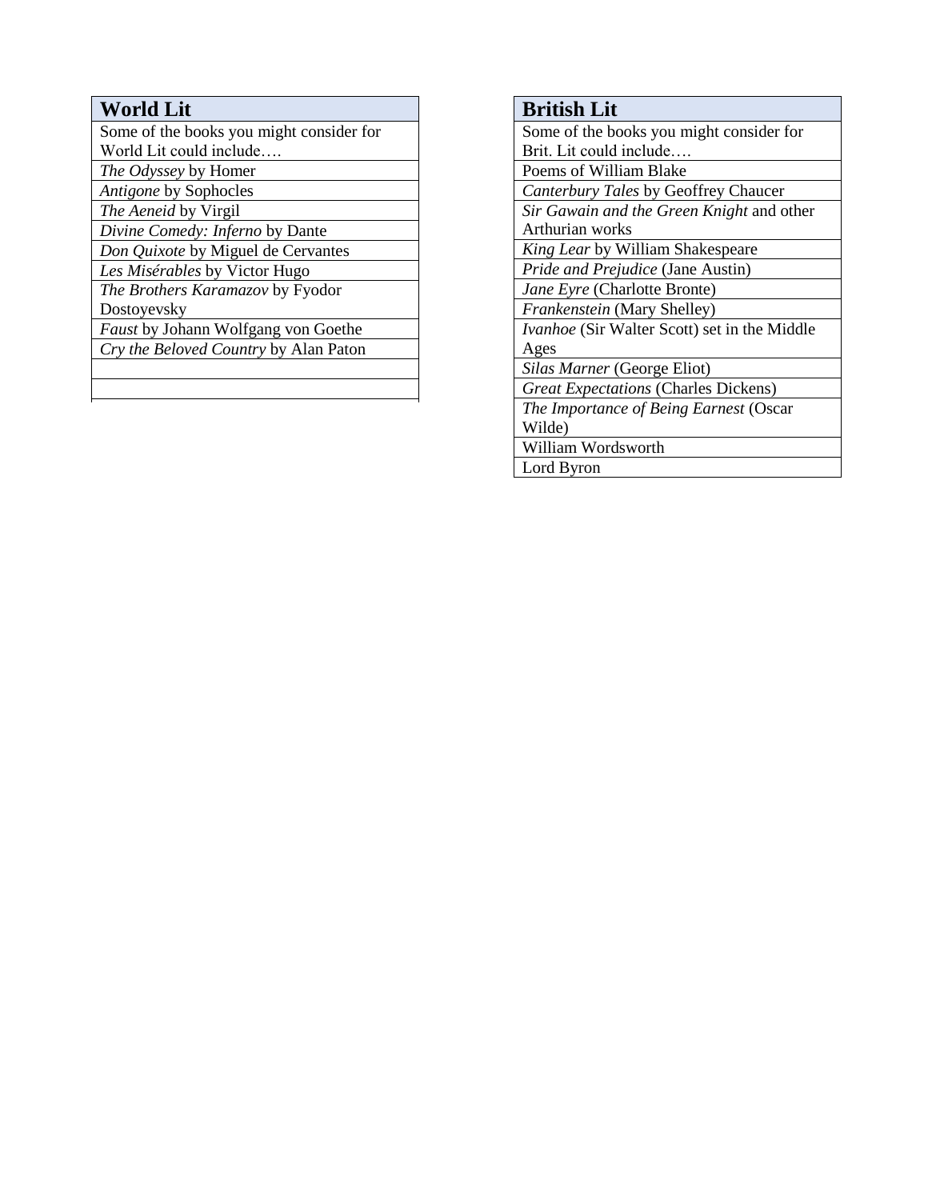| **World Lit** |
| --- |
| Some of the books you might consider for World Lit could include…. |
| *The Odyssey* by Homer |
| *Antigone* by Sophocles |
| *The Aeneid* by Virgil |
| *Divine Comedy: Inferno* by Dante |
| *Don Quixote* by Miguel de Cervantes |
| *Les Misérables* by Victor Hugo |
| *The Brothers Karamazov* by Fyodor Dostoyevsky |
| *Faust* by Johann Wolfgang von Goethe |
| *Cry the Beloved Country* by Alan Paton |
| |
| |

| **British Lit** |
| --- |
| Some of the books you might consider for Brit. Lit could include…. |
| Poems of William Blake |
| *Canterbury Tales* by Geoffrey Chaucer |
| *Sir Gawain and the Green Knight* and other Arthurian works |
| *King Lear* by William Shakespeare |
| *Pride and Prejudice* (Jane Austin) |
| *Jane Eyre* (Charlotte Bronte) |
| *Frankenstein* (Mary Shelley) |
| *Ivanhoe* (Sir Walter Scott) set in the Middle Ages |
| *Silas Marner* (George Eliot) |
| *Great Expectations* (Charles Dickens) |
| *The Importance of Being Earnest* (Oscar Wilde) |
| William Wordsworth |
| Lord Byron |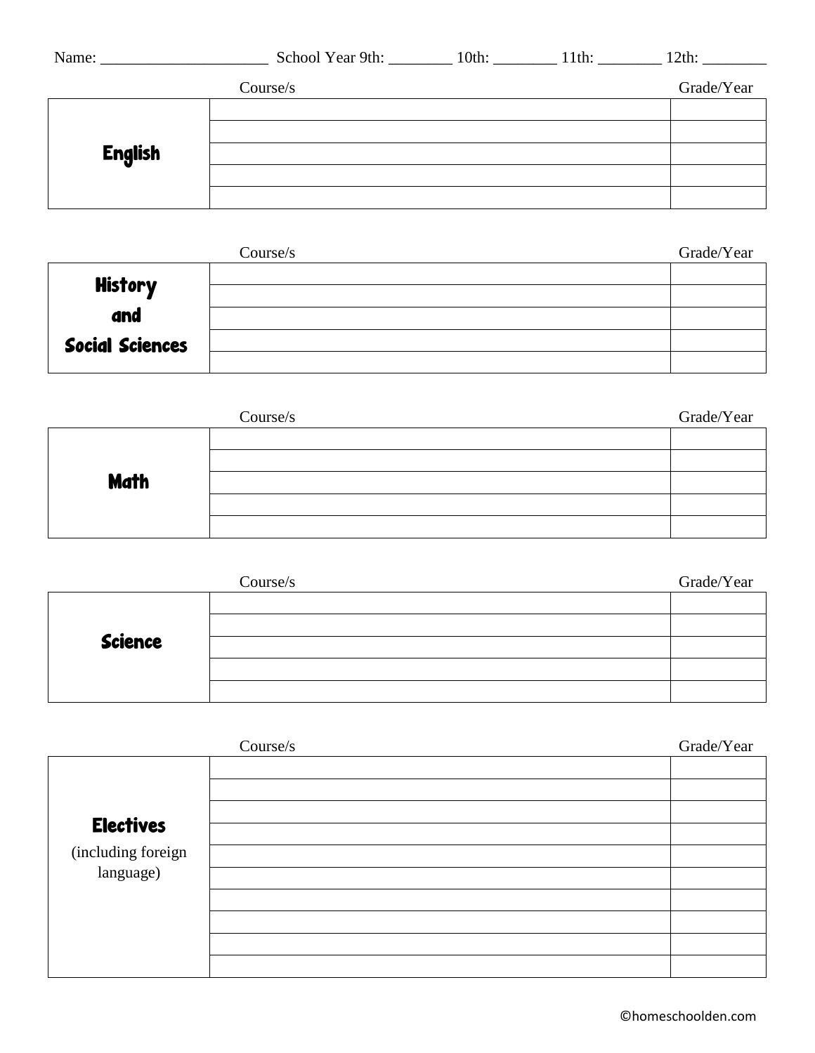Name: ____________________ School Year 9th: ________ 10th: ________ 11th: ________ 12th: ________

| | Course/s | Grade/Year |
|---|---|---|
| **English** | | |
| | | |
| | | |
| | | |
| | | |

| | Course/s | Grade/Year |
|---|---|---|
| **History and Social Sciences** | | |
| | | |
| | | |
| | | |
| | | |

| | Course/s | Grade/Year |
|---|---|---|
| **Math** | | |
| | | |
| | | |
| | | |
| | | |

| | Course/s | Grade/Year |
|---|---|---|
| **Science** | | |
| | | |
| | | |
| | | |
| | | |

| | Course/s | Grade/Year |
|---|---|---|
| **Electives** (including foreign language) | | |
| | | |
| | | |
| | | |
| | | |
| | | |
| | | |
| | | |
| | | |
| | | |

©homeschoolden.com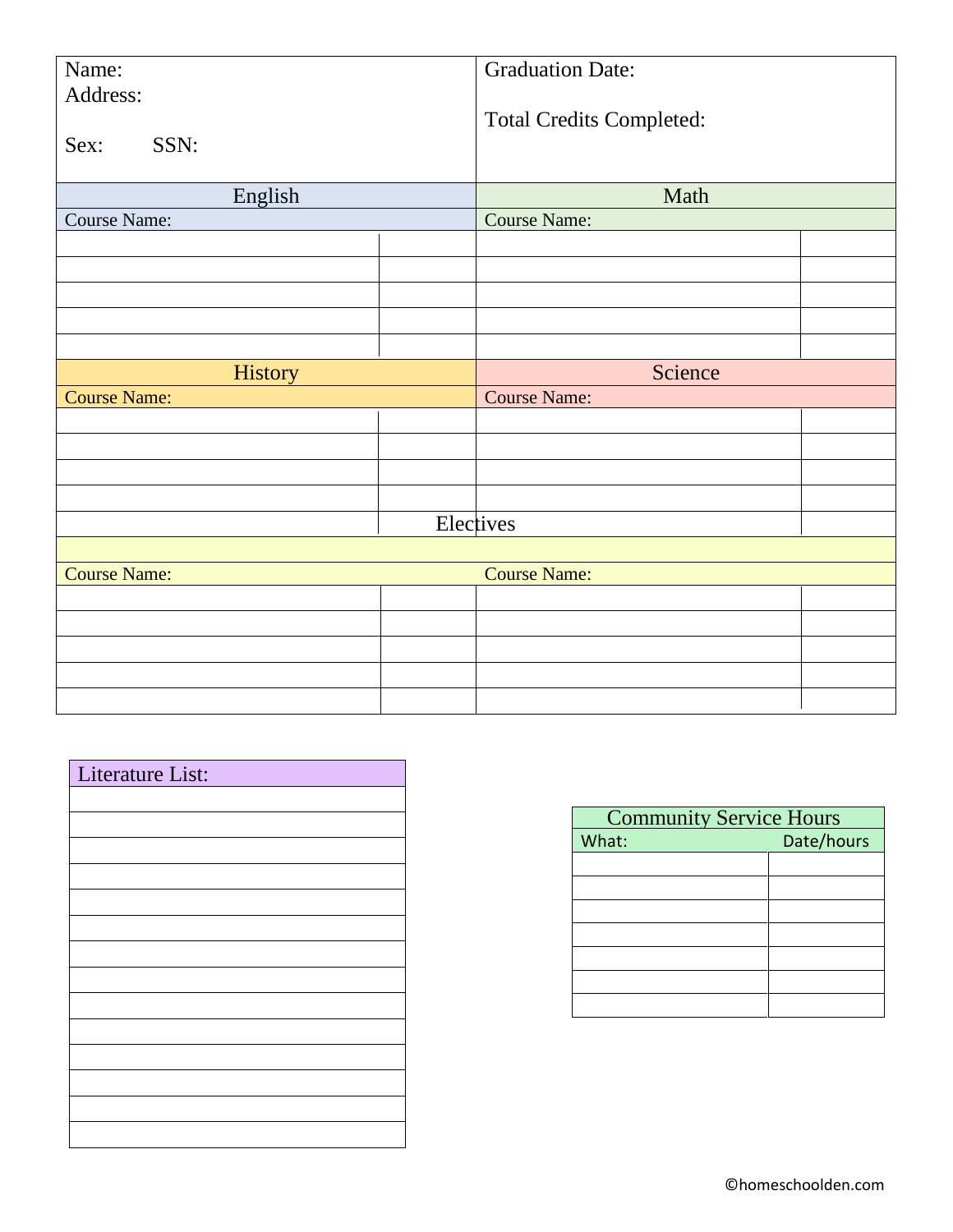| Name: | Graduation Date: |
|---|---|
| Address: | Total Credits Completed: |
| Sex: SSN: | |

| English | | Math | |
|---|---|---|---|
| Course Name: | | Course Name: | |
| | | | |
| | | | |
| | | | |
| | | | |
| | | | |

| History | | Science | |
|---|---|---|---|
| Course Name: | | Course Name: | |
| | | | |
| | | | |
| | | | |
| | | | |
| | | | |

| Electives | | | |
|---|---|---|---|
| Course Name: | | Course Name: | |
| | | | |
| | | | |
| | | | |
| | | | |
| | | | |

| Literature List: |
|---|
| |
| |
| |
| |
| |
| |
| |
| |
| |
| |
| |
| |
| |
| |

| Community Service Hours | |
|---|---|
| What: | Date/hours |
| | |
| | |
| | |
| | |
| | |
| | |
| | |

©homeschoolden.com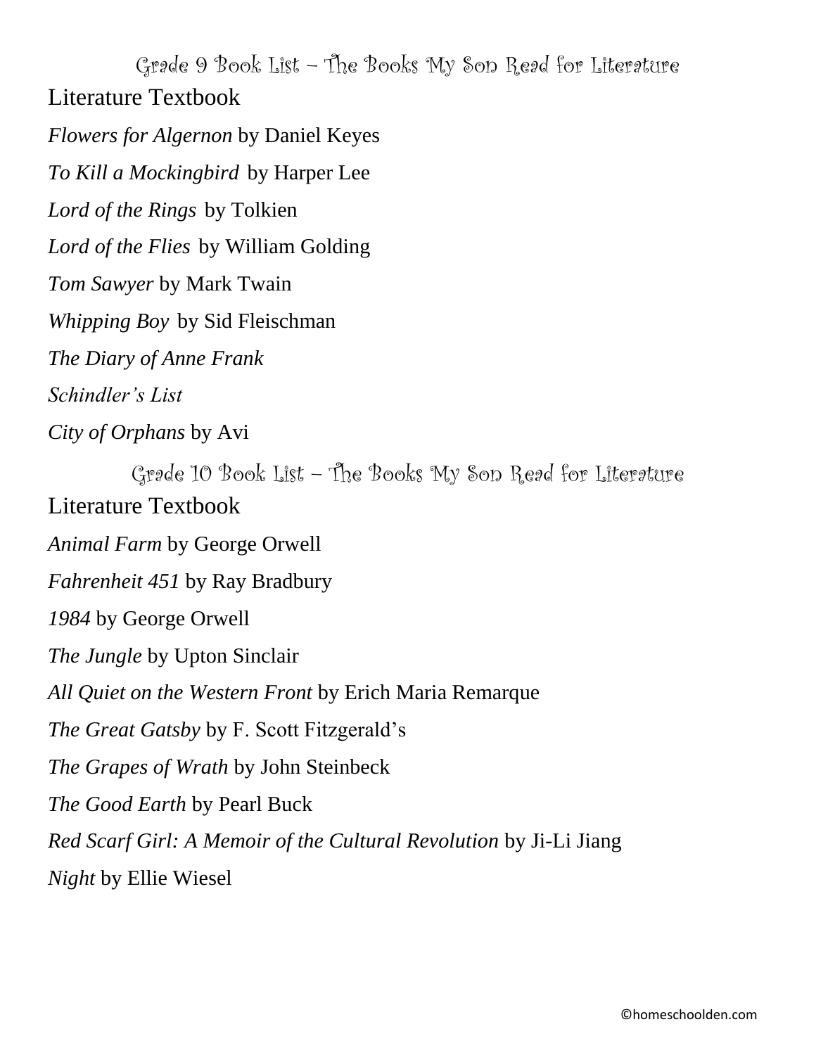## Grade 9 Book List – The Books My Son Read for Literature

Literature Textbook

*Flowers for Algernon* by Daniel Keyes

*To Kill a Mockingbird* by Harper Lee

*Lord of the Rings* by Tolkien

*Lord of the Flies* by William Golding

*Tom Sawyer* by Mark Twain

*Whipping Boy* by Sid Fleischman

*The Diary of Anne Frank*

*Schindler's List*

*City of Orphans* by Avi

## Grade 10 Book List – The Books My Son Read for Literature

Literature Textbook

*Animal Farm* by George Orwell

*Fahrenheit 451* by Ray Bradbury

*1984* by George Orwell

*The Jungle* by Upton Sinclair

*All Quiet on the Western Front* by Erich Maria Remarque

*The Great Gatsby* by F. Scott Fitzgerald's

*The Grapes of Wrath* by John Steinbeck

*The Good Earth* by Pearl Buck

*Red Scarf Girl: A Memoir of the Cultural Revolution* by Ji-Li Jiang

*Night* by Ellie Wiesel

©homeschoolden.com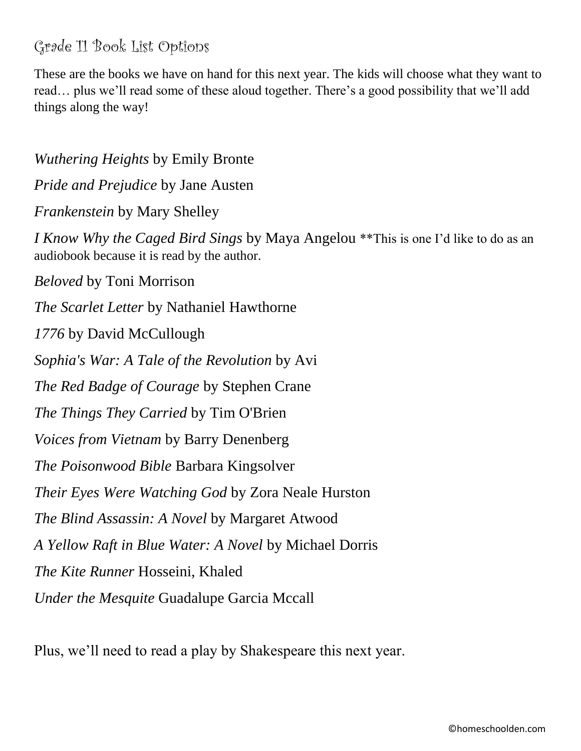## Grade 11 Book List Options

These are the books we have on hand for this next year. The kids will choose what they want to read… plus we'll read some of these aloud together. There's a good possibility that we'll add things along the way!

*Wuthering Heights* by Emily Bronte

*Pride and Prejudice* by Jane Austen

*Frankenstein* by Mary Shelley

*I Know Why the Caged Bird Sings* by Maya Angelou **This is one I'd like to do as an audiobook because it is read by the author.

*Beloved* by Toni Morrison

*The Scarlet Letter* by Nathaniel Hawthorne

*1776* by David McCullough

*Sophia's War: A Tale of the Revolution* by Avi

*The Red Badge of Courage* by Stephen Crane

*The Things They Carried* by Tim O'Brien

*Voices from Vietnam* by Barry Denenberg

*The Poisonwood Bible* Barbara Kingsolver

*Their Eyes Were Watching God* by Zora Neale Hurston

*The Blind Assassin: A Novel* by Margaret Atwood

*A Yellow Raft in Blue Water: A Novel* by Michael Dorris

*The Kite Runner* Hosseini, Khaled

*Under the Mesquite* Guadalupe Garcia Mccall

Plus, we'll need to read a play by Shakespeare this next year.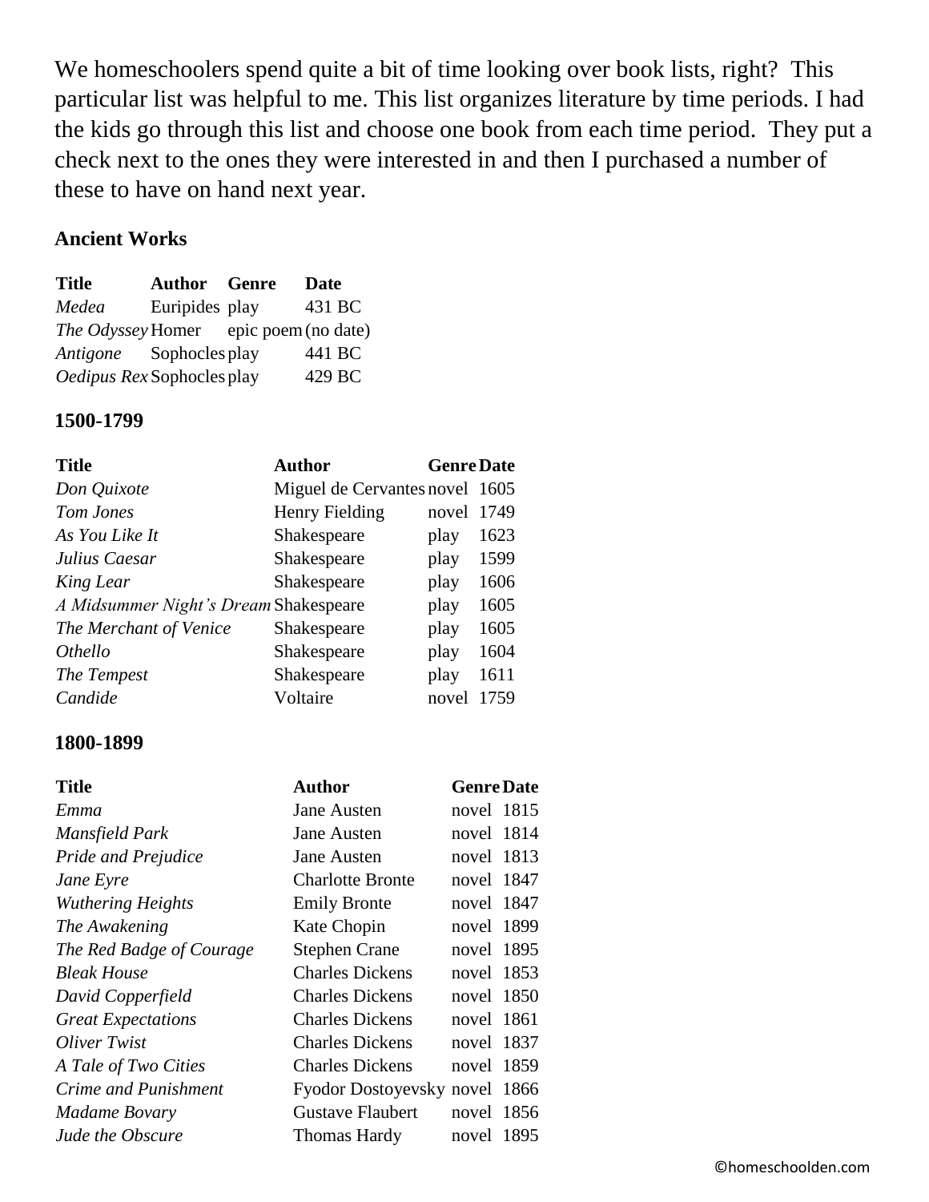We homeschoolers spend quite a bit of time looking over book lists, right? This particular list was helpful to me. This list organizes literature by time periods. I had the kids go through this list and choose one book from each time period. They put a check next to the ones they were interested in and then I purchased a number of these to have on hand next year.

**Ancient Works**

| Title | Author | Genre | Date |
|---|---|---|---|
| *Medea* | Euripides | play | 431 BC |
| *The Odyssey* | Homer | epic poem | (no date) |
| *Antigone* | Sophocles | play | 441 BC |
| *Oedipus Rex* | Sophocles | play | 429 BC |

**1500-1799**

| Title | Author | Genre | Date |
|---|---|---|---|
| *Don Quixote* | Miguel de Cervantes | novel | 1605 |
| *Tom Jones* | Henry Fielding | novel | 1749 |
| *As You Like It* | Shakespeare | play | 1623 |
| *Julius Caesar* | Shakespeare | play | 1599 |
| *King Lear* | Shakespeare | play | 1606 |
| *A Midsummer Night's Dream* | Shakespeare | play | 1605 |
| *The Merchant of Venice* | Shakespeare | play | 1605 |
| *Othello* | Shakespeare | play | 1604 |
| *The Tempest* | Shakespeare | play | 1611 |
| *Candide* | Voltaire | novel | 1759 |

**1800-1899**

| Title | Author | Genre | Date |
|---|---|---|---|
| *Emma* | Jane Austen | novel | 1815 |
| *Mansfield Park* | Jane Austen | novel | 1814 |
| *Pride and Prejudice* | Jane Austen | novel | 1813 |
| *Jane Eyre* | Charlotte Bronte | novel | 1847 |
| *Wuthering Heights* | Emily Bronte | novel | 1847 |
| *The Awakening* | Kate Chopin | novel | 1899 |
| *The Red Badge of Courage* | Stephen Crane | novel | 1895 |
| *Bleak House* | Charles Dickens | novel | 1853 |
| *David Copperfield* | Charles Dickens | novel | 1850 |
| *Great Expectations* | Charles Dickens | novel | 1861 |
| *Oliver Twist* | Charles Dickens | novel | 1837 |
| *A Tale of Two Cities* | Charles Dickens | novel | 1859 |
| *Crime and Punishment* | Fyodor Dostoyevsky | novel | 1866 |
| *Madame Bovary* | Gustave Flaubert | novel | 1856 |
| *Jude the Obscure* | Thomas Hardy | novel | 1895 |

©homeschoolden.com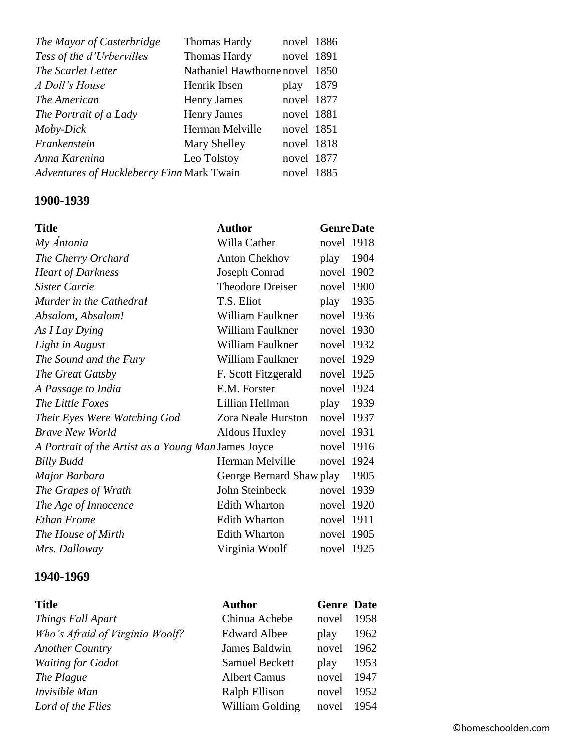| | | | |
|---|---|---|---|
| *The Mayor of Casterbridge* | Thomas Hardy | novel | 1886 |
| *Tess of the d'Urbervilles* | Thomas Hardy | novel | 1891 |
| *The Scarlet Letter* | Nathaniel Hawthorne | novel | 1850 |
| *A Doll's House* | Henrik Ibsen | play | 1879 |
| *The American* | Henry James | novel | 1877 |
| *The Portrait of a Lady* | Henry James | novel | 1881 |
| *Moby-Dick* | Herman Melville | novel | 1851 |
| *Frankenstein* | Mary Shelley | novel | 1818 |
| *Anna Karenina* | Leo Tolstoy | novel | 1877 |
| *Adventures of Huckleberry Finn* | Mark Twain | novel | 1885 |

## 1900-1939

| Title | Author | Genre | Date |
|---|---|---|---|
| *My Ántonia* | Willa Cather | novel | 1918 |
| *The Cherry Orchard* | Anton Chekhov | play | 1904 |
| *Heart of Darkness* | Joseph Conrad | novel | 1902 |
| *Sister Carrie* | Theodore Dreiser | novel | 1900 |
| *Murder in the Cathedral* | T.S. Eliot | play | 1935 |
| *Absalom, Absalom!* | William Faulkner | novel | 1936 |
| *As I Lay Dying* | William Faulkner | novel | 1930 |
| *Light in August* | William Faulkner | novel | 1932 |
| *The Sound and the Fury* | William Faulkner | novel | 1929 |
| *The Great Gatsby* | F. Scott Fitzgerald | novel | 1925 |
| *A Passage to India* | E.M. Forster | novel | 1924 |
| *The Little Foxes* | Lillian Hellman | play | 1939 |
| *Their Eyes Were Watching God* | Zora Neale Hurston | novel | 1937 |
| *Brave New World* | Aldous Huxley | novel | 1931 |
| *A Portrait of the Artist as a Young Man* | James Joyce | novel | 1916 |
| *Billy Budd* | Herman Melville | novel | 1924 |
| *Major Barbara* | George Bernard Shaw | play | 1905 |
| *The Grapes of Wrath* | John Steinbeck | novel | 1939 |
| *The Age of Innocence* | Edith Wharton | novel | 1920 |
| *Ethan Frome* | Edith Wharton | novel | 1911 |
| *The House of Mirth* | Edith Wharton | novel | 1905 |
| *Mrs. Dalloway* | Virginia Woolf | novel | 1925 |

## 1940-1969

| Title | Author | Genre | Date |
|---|---|---|---|
| *Things Fall Apart* | Chinua Achebe | novel | 1958 |
| *Who's Afraid of Virginia Woolf?* | Edward Albee | play | 1962 |
| *Another Country* | James Baldwin | novel | 1962 |
| *Waiting for Godot* | Samuel Beckett | play | 1953 |
| *The Plague* | Albert Camus | novel | 1947 |
| *Invisible Man* | Ralph Ellison | novel | 1952 |
| *Lord of the Flies* | William Golding | novel | 1954 |

©homeschoolden.com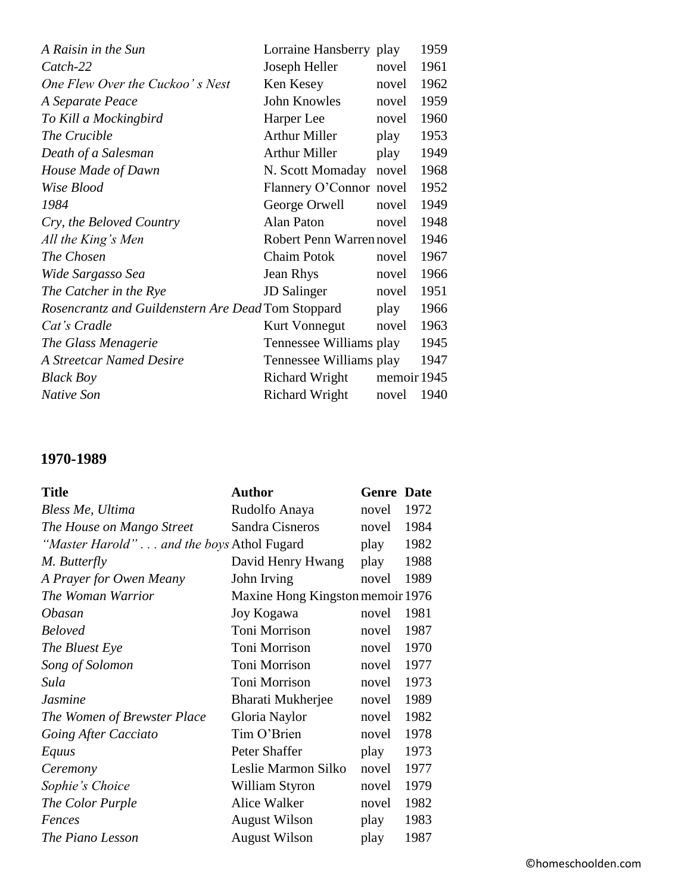| | | | |
|---|---|---|---|
| *A Raisin in the Sun* | Lorraine Hansberry | play | 1959 |
| *Catch-22* | Joseph Heller | novel | 1961 |
| *One Flew Over the Cuckoo's Nest* | Ken Kesey | novel | 1962 |
| *A Separate Peace* | John Knowles | novel | 1959 |
| *To Kill a Mockingbird* | Harper Lee | novel | 1960 |
| *The Crucible* | Arthur Miller | play | 1953 |
| *Death of a Salesman* | Arthur Miller | play | 1949 |
| *House Made of Dawn* | N. Scott Momaday | novel | 1968 |
| *Wise Blood* | Flannery O'Connor | novel | 1952 |
| *1984* | George Orwell | novel | 1949 |
| *Cry, the Beloved Country* | Alan Paton | novel | 1948 |
| *All the King's Men* | Robert Penn Warren | novel | 1946 |
| *The Chosen* | Chaim Potok | novel | 1967 |
| *Wide Sargasso Sea* | Jean Rhys | novel | 1966 |
| *The Catcher in the Rye* | JD Salinger | novel | 1951 |
| *Rosencrantz and Guildenstern Are Dead* | Tom Stoppard | play | 1966 |
| *Cat's Cradle* | Kurt Vonnegut | novel | 1963 |
| *The Glass Menagerie* | Tennessee Williams | play | 1945 |
| *A Streetcar Named Desire* | Tennessee Williams | play | 1947 |
| *Black Boy* | Richard Wright | memoir | 1945 |
| *Native Son* | Richard Wright | novel | 1940 |

## 1970-1989

| Title | Author | Genre | Date |
|---|---|---|---|
| *Bless Me, Ultima* | Rudolfo Anaya | novel | 1972 |
| *The House on Mango Street* | Sandra Cisneros | novel | 1984 |
| *"Master Harold" . . . and the boys* | Athol Fugard | play | 1982 |
| *M. Butterfly* | David Henry Hwang | play | 1988 |
| *A Prayer for Owen Meany* | John Irving | novel | 1989 |
| *The Woman Warrior* | Maxine Hong Kingston | memoir | 1976 |
| *Obasan* | Joy Kogawa | novel | 1981 |
| *Beloved* | Toni Morrison | novel | 1987 |
| *The Bluest Eye* | Toni Morrison | novel | 1970 |
| *Song of Solomon* | Toni Morrison | novel | 1977 |
| *Sula* | Toni Morrison | novel | 1973 |
| *Jasmine* | Bharati Mukherjee | novel | 1989 |
| *The Women of Brewster Place* | Gloria Naylor | novel | 1982 |
| *Going After Cacciato* | Tim O'Brien | novel | 1978 |
| *Equus* | Peter Shaffer | play | 1973 |
| *Ceremony* | Leslie Marmon Silko | novel | 1977 |
| *Sophie's Choice* | William Styron | novel | 1979 |
| *The Color Purple* | Alice Walker | novel | 1982 |
| *Fences* | August Wilson | play | 1983 |
| *The Piano Lesson* | August Wilson | play | 1987 |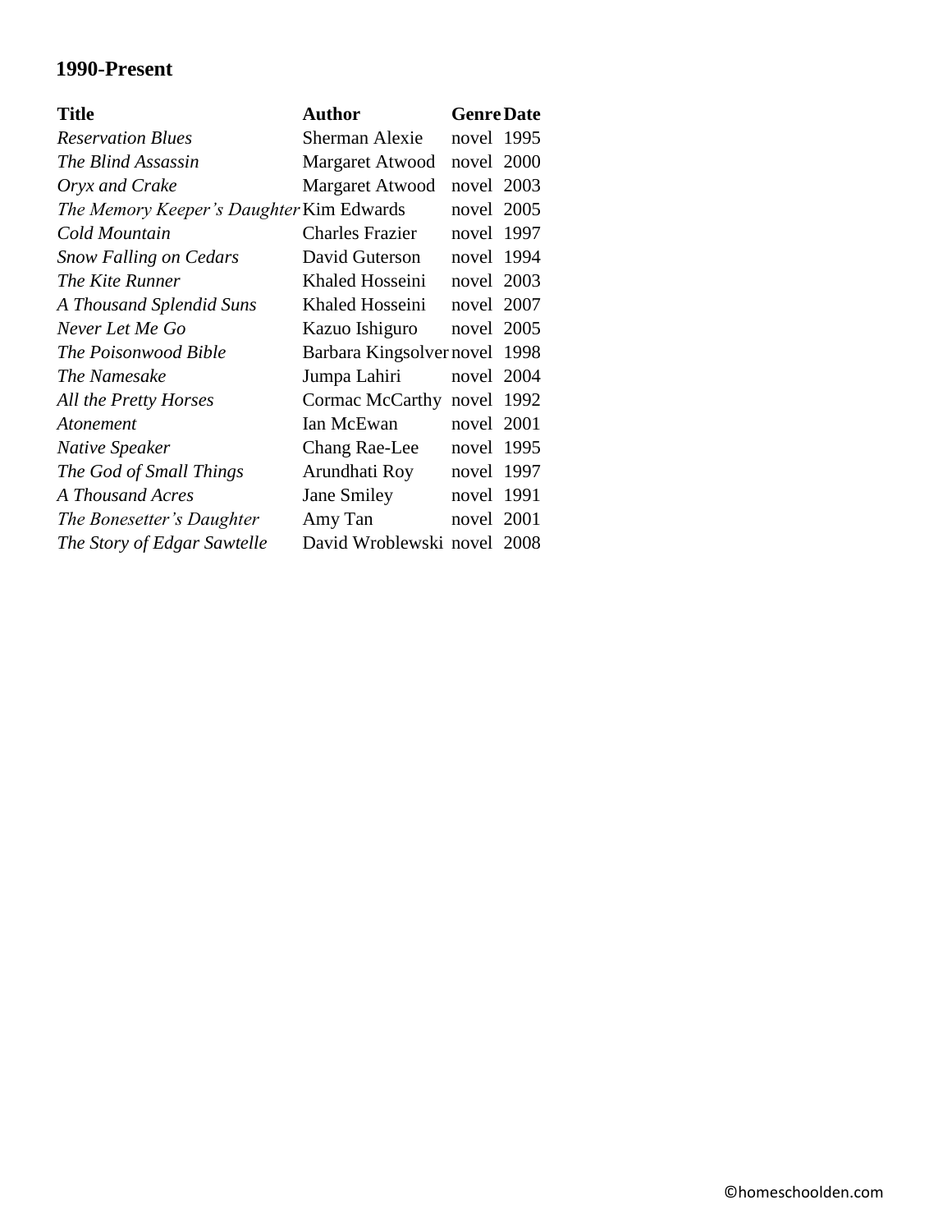## 1990-Present

| Title | Author | Genre | Date |
|---|---|---|---|
| *Reservation Blues* | Sherman Alexie | novel | 1995 |
| *The Blind Assassin* | Margaret Atwood | novel | 2000 |
| *Oryx and Crake* | Margaret Atwood | novel | 2003 |
| *The Memory Keeper's Daughter* | Kim Edwards | novel | 2005 |
| *Cold Mountain* | Charles Frazier | novel | 1997 |
| *Snow Falling on Cedars* | David Guterson | novel | 1994 |
| *The Kite Runner* | Khaled Hosseini | novel | 2003 |
| *A Thousand Splendid Suns* | Khaled Hosseini | novel | 2007 |
| *Never Let Me Go* | Kazuo Ishiguro | novel | 2005 |
| *The Poisonwood Bible* | Barbara Kingsolver | novel | 1998 |
| *The Namesake* | Jumpa Lahiri | novel | 2004 |
| *All the Pretty Horses* | Cormac McCarthy | novel | 1992 |
| *Atonement* | Ian McEwan | novel | 2001 |
| *Native Speaker* | Chang Rae-Lee | novel | 1995 |
| *The God of Small Things* | Arundhati Roy | novel | 1997 |
| *A Thousand Acres* | Jane Smiley | novel | 1991 |
| *The Bonesetter's Daughter* | Amy Tan | novel | 2001 |
| *The Story of Edgar Sawtelle* | David Wroblewski | novel | 2008 |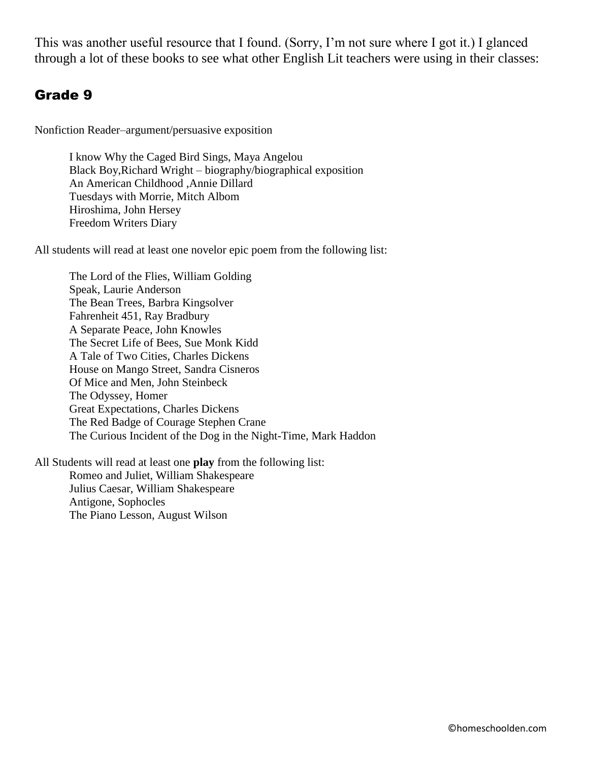This was another useful resource that I found. (Sorry, I'm not sure where I got it.) I glanced through a lot of these books to see what other English Lit teachers were using in their classes:

## Grade 9

Nonfiction Reader–argument/persuasive exposition

I know Why the Caged Bird Sings, Maya Angelou
Black Boy,Richard Wright – biography/biographical exposition
An American Childhood ,Annie Dillard
Tuesdays with Morrie, Mitch Albom
Hiroshima, John Hersey
Freedom Writers Diary

All students will read at least one novelor epic poem from the following list:

The Lord of the Flies, William Golding
Speak, Laurie Anderson
The Bean Trees, Barbra Kingsolver
Fahrenheit 451, Ray Bradbury
A Separate Peace, John Knowles
The Secret Life of Bees, Sue Monk Kidd
A Tale of Two Cities, Charles Dickens
House on Mango Street, Sandra Cisneros
Of Mice and Men, John Steinbeck
The Odyssey, Homer
Great Expectations, Charles Dickens
The Red Badge of Courage Stephen Crane
The Curious Incident of the Dog in the Night-Time, Mark Haddon

All Students will read at least one **play** from the following list:

Romeo and Juliet, William Shakespeare
Julius Caesar, William Shakespeare
Antigone, Sophocles
The Piano Lesson, August Wilson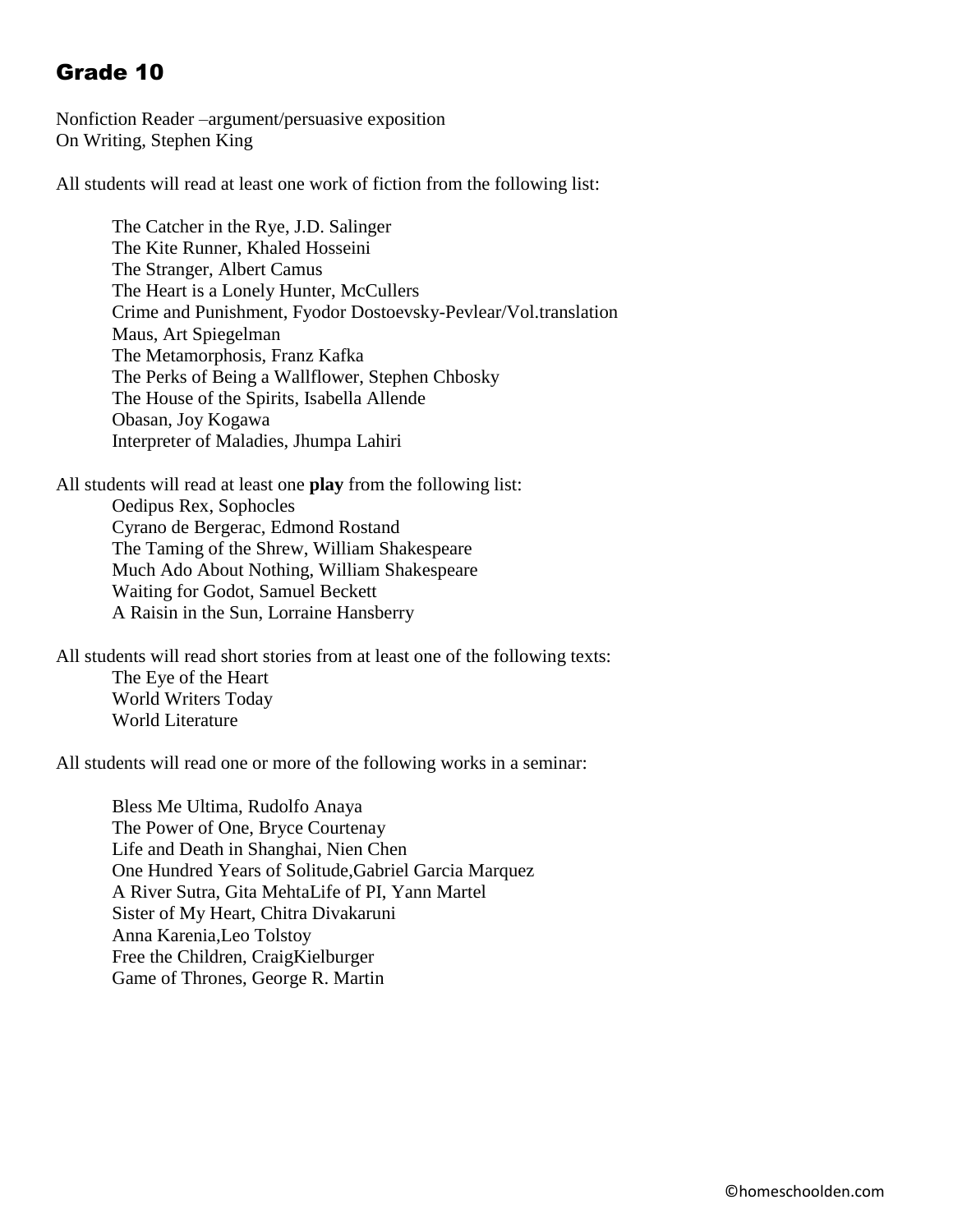# Grade 10

Nonfiction Reader –argument/persuasive exposition
On Writing, Stephen King

All students will read at least one work of fiction from the following list:

- The Catcher in the Rye, J.D. Salinger
- The Kite Runner, Khaled Hosseini
- The Stranger, Albert Camus
- The Heart is a Lonely Hunter, McCullers
- Crime and Punishment, Fyodor Dostoevsky-Pevlear/Vol.translation
- Maus, Art Spiegelman
- The Metamorphosis, Franz Kafka
- The Perks of Being a Wallflower, Stephen Chbosky
- The House of the Spirits, Isabella Allende
- Obasan, Joy Kogawa
- Interpreter of Maladies, Jhumpa Lahiri

All students will read at least one **play** from the following list:

- Oedipus Rex, Sophocles
- Cyrano de Bergerac, Edmond Rostand
- The Taming of the Shrew, William Shakespeare
- Much Ado About Nothing, William Shakespeare
- Waiting for Godot, Samuel Beckett
- A Raisin in the Sun, Lorraine Hansberry

All students will read short stories from at least one of the following texts:

- The Eye of the Heart
- World Writers Today
- World Literature

All students will read one or more of the following works in a seminar:

- Bless Me Ultima, Rudolfo Anaya
- The Power of One, Bryce Courtenay
- Life and Death in Shanghai, Nien Chen
- One Hundred Years of Solitude,Gabriel Garcia Marquez
- A River Sutra, Gita MehtaLife of PI, Yann Martel
- Sister of My Heart, Chitra Divakaruni
- Anna Karenia,Leo Tolstoy
- Free the Children, CraigKielburger
- Game of Thrones, George R. Martin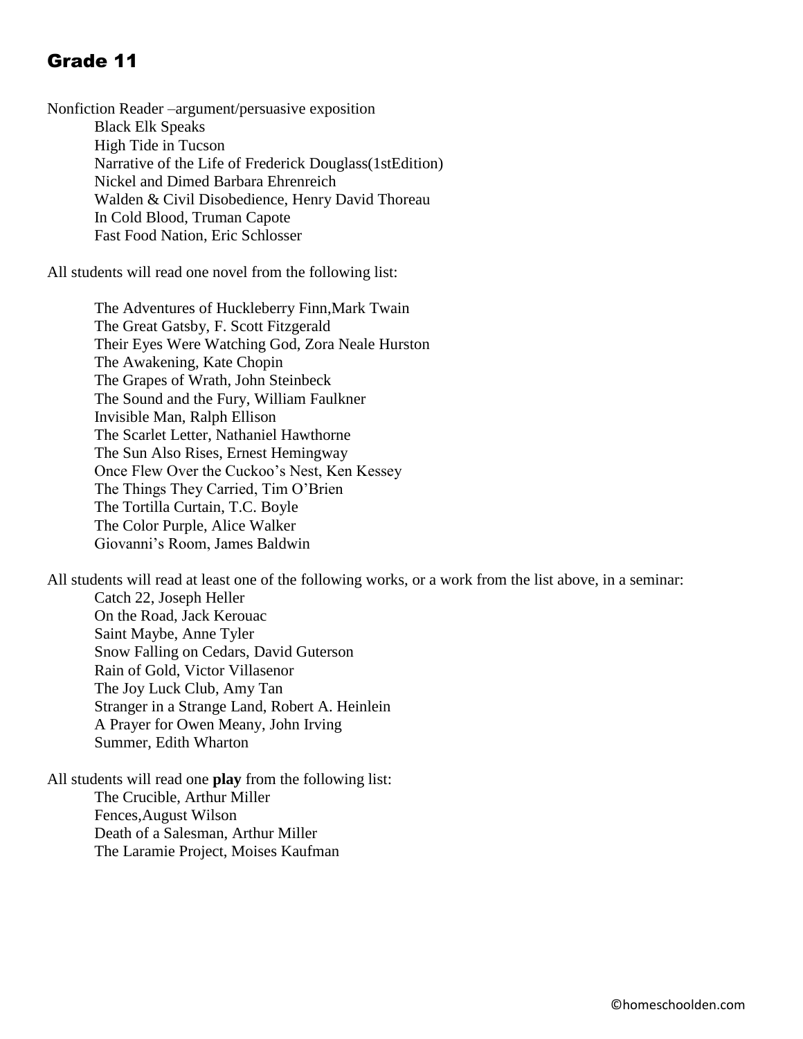# Grade 11

Nonfiction Reader –argument/persuasive exposition

- Black Elk Speaks
- High Tide in Tucson
- Narrative of the Life of Frederick Douglass(1stEdition)
- Nickel and Dimed Barbara Ehrenreich
- Walden & Civil Disobedience, Henry David Thoreau
- In Cold Blood, Truman Capote
- Fast Food Nation, Eric Schlosser

All students will read one novel from the following list:

- The Adventures of Huckleberry Finn,Mark Twain
- The Great Gatsby, F. Scott Fitzgerald
- Their Eyes Were Watching God, Zora Neale Hurston
- The Awakening, Kate Chopin
- The Grapes of Wrath, John Steinbeck
- The Sound and the Fury, William Faulkner
- Invisible Man, Ralph Ellison
- The Scarlet Letter, Nathaniel Hawthorne
- The Sun Also Rises, Ernest Hemingway
- Once Flew Over the Cuckoo's Nest, Ken Kessey
- The Things They Carried, Tim O'Brien
- The Tortilla Curtain, T.C. Boyle
- The Color Purple, Alice Walker
- Giovanni's Room, James Baldwin

All students will read at least one of the following works, or a work from the list above, in a seminar:

- Catch 22, Joseph Heller
- On the Road, Jack Kerouac
- Saint Maybe, Anne Tyler
- Snow Falling on Cedars, David Guterson
- Rain of Gold, Victor Villasenor
- The Joy Luck Club, Amy Tan
- Stranger in a Strange Land, Robert A. Heinlein
- A Prayer for Owen Meany, John Irving
- Summer, Edith Wharton

All students will read one **play** from the following list:

- The Crucible, Arthur Miller
- Fences,August Wilson
- Death of a Salesman, Arthur Miller
- The Laramie Project, Moises Kaufman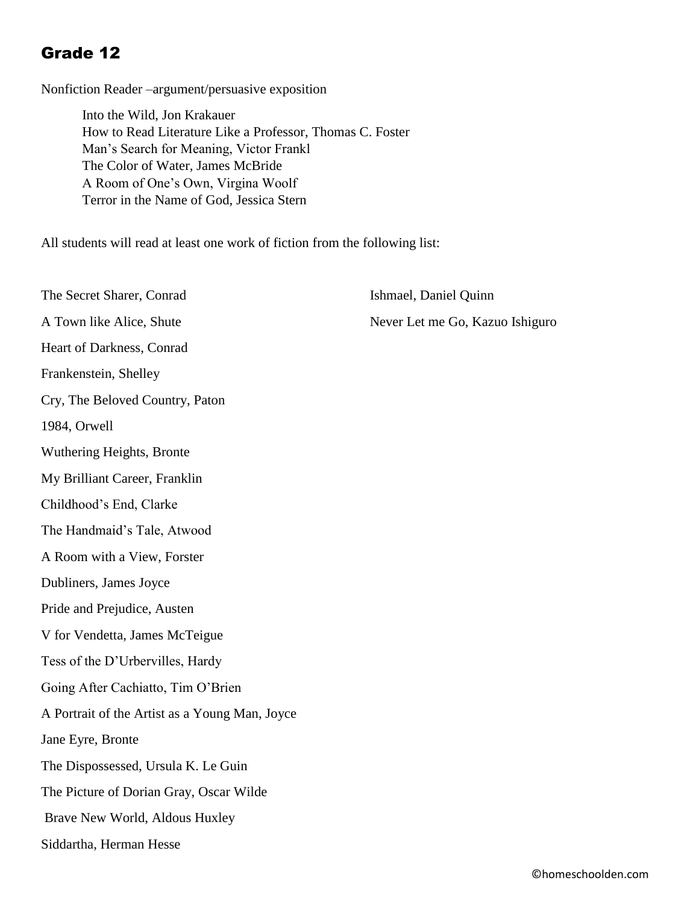# Grade 12

Nonfiction Reader –argument/persuasive exposition

Into the Wild, Jon Krakauer
How to Read Literature Like a Professor, Thomas C. Foster
Man's Search for Meaning, Victor Frankl
The Color of Water, James McBride
A Room of One's Own, Virgina Woolf
Terror in the Name of God, Jessica Stern

All students will read at least one work of fiction from the following list:

The Secret Sharer, Conrad

A Town like Alice, Shute

Heart of Darkness, Conrad

Frankenstein, Shelley

Cry, The Beloved Country, Paton

1984, Orwell

Wuthering Heights, Bronte

My Brilliant Career, Franklin

Childhood's End, Clarke

The Handmaid's Tale, Atwood

A Room with a View, Forster

Dubliners, James Joyce

Pride and Prejudice, Austen

V for Vendetta, James McTeigue

Tess of the D'Urbervilles, Hardy

Going After Cachiatto, Tim O'Brien

A Portrait of the Artist as a Young Man, Joyce

Jane Eyre, Bronte

The Dispossessed, Ursula K. Le Guin

The Picture of Dorian Gray, Oscar Wilde

Brave New World, Aldous Huxley

Siddartha, Herman Hesse

Ishmael, Daniel Quinn

Never Let me Go, Kazuo Ishiguro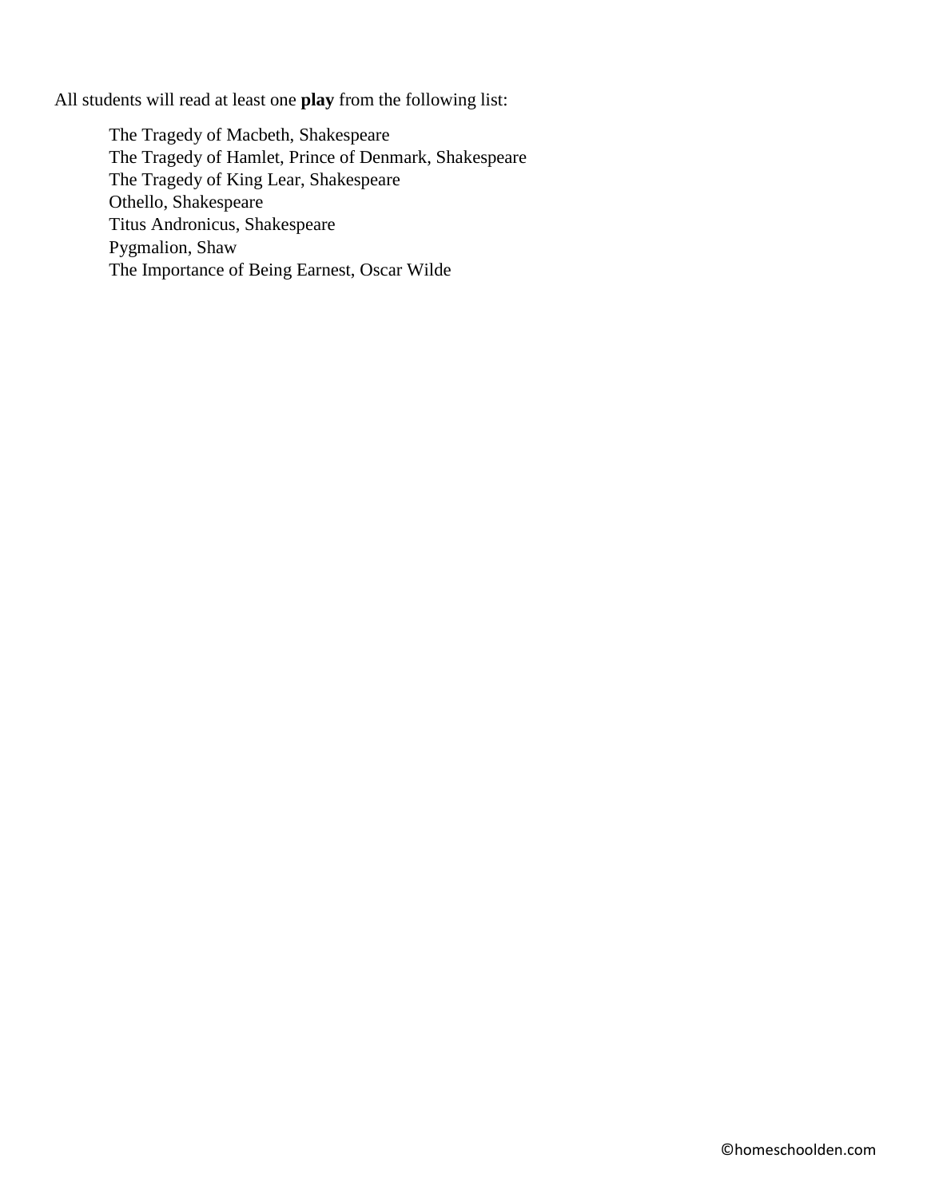All students will read at least one **play** from the following list:

- The Tragedy of Macbeth, Shakespeare
- The Tragedy of Hamlet, Prince of Denmark, Shakespeare
- The Tragedy of King Lear, Shakespeare
- Othello, Shakespeare
- Titus Andronicus, Shakespeare
- Pygmalion, Shaw
- The Importance of Being Earnest, Oscar Wilde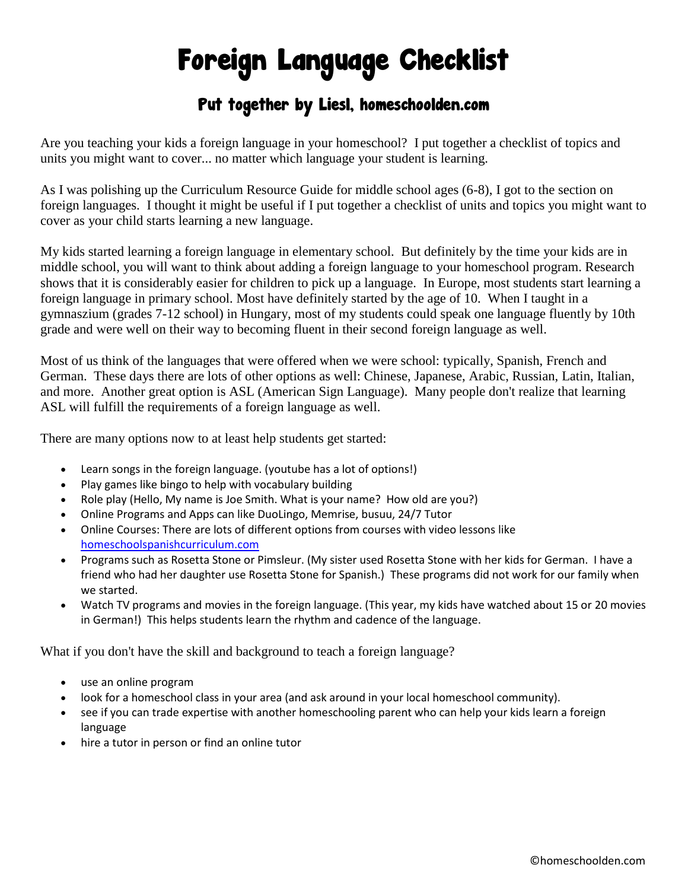# Foreign Language Checklist

## Put together by Liesl, homeschoolden.com

Are you teaching your kids a foreign language in your homeschool? I put together a checklist of topics and units you might want to cover... no matter which language your student is learning.

As I was polishing up the Curriculum Resource Guide for middle school ages (6-8), I got to the section on foreign languages. I thought it might be useful if I put together a checklist of units and topics you might want to cover as your child starts learning a new language.

My kids started learning a foreign language in elementary school. But definitely by the time your kids are in middle school, you will want to think about adding a foreign language to your homeschool program. Research shows that it is considerably easier for children to pick up a language. In Europe, most students start learning a foreign language in primary school. Most have definitely started by the age of 10. When I taught in a gymnaszium (grades 7-12 school) in Hungary, most of my students could speak one language fluently by 10th grade and were well on their way to becoming fluent in their second foreign language as well.

Most of us think of the languages that were offered when we were school: typically, Spanish, French and German. These days there are lots of other options as well: Chinese, Japanese, Arabic, Russian, Latin, Italian, and more. Another great option is ASL (American Sign Language). Many people don't realize that learning ASL will fulfill the requirements of a foreign language as well.

There are many options now to at least help students get started:

- Learn songs in the foreign language. (youtube has a lot of options!)
- Play games like bingo to help with vocabulary building
- Role play (Hello, My name is Joe Smith. What is your name? How old are you?)
- Online Programs and Apps can like DuoLingo, Memrise, busuu, 24/7 Tutor
- Online Courses: There are lots of different options from courses with video lessons like homeschoolspanishcurriculum.com
- Programs such as Rosetta Stone or Pimsleur. (My sister used Rosetta Stone with her kids for German. I have a friend who had her daughter use Rosetta Stone for Spanish.) These programs did not work for our family when we started.
- Watch TV programs and movies in the foreign language. (This year, my kids have watched about 15 or 20 movies in German!) This helps students learn the rhythm and cadence of the language.

What if you don't have the skill and background to teach a foreign language?

- use an online program
- look for a homeschool class in your area (and ask around in your local homeschool community).
- see if you can trade expertise with another homeschooling parent who can help your kids learn a foreign language
- hire a tutor in person or find an online tutor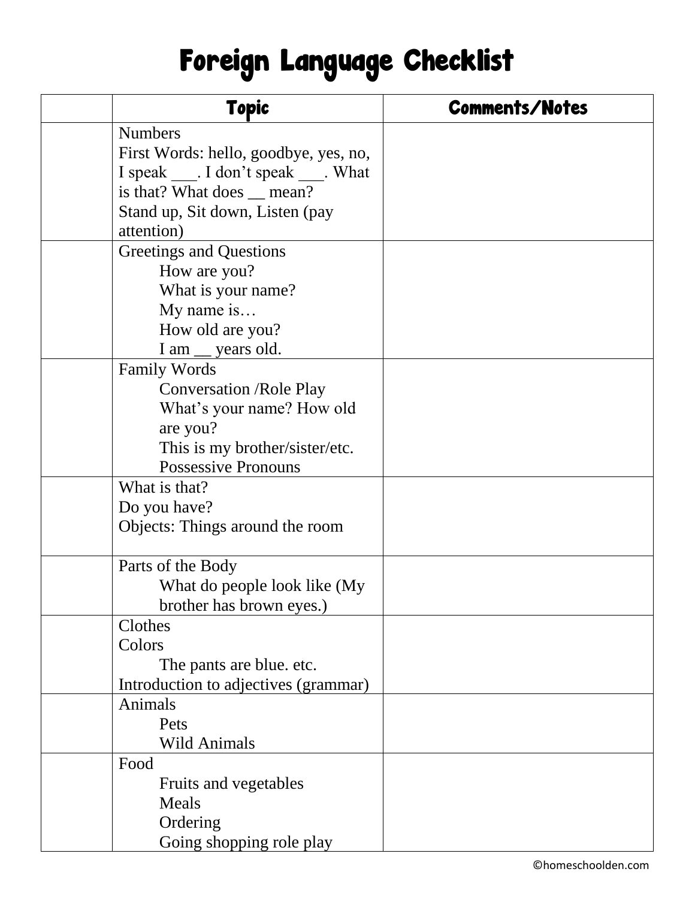# Foreign Language Checklist

| | Topic | Comments/Notes |
|---|---|---|
| | Numbers<br>First Words: hello, goodbye, yes, no, I speak ___. I don't speak ___. What is that? What does __ mean?<br>Stand up, Sit down, Listen (pay attention) | |
| | Greetings and Questions<br>How are you?<br>What is your name?<br>My name is…<br>How old are you?<br>I am __ years old. | |
| | Family Words<br>Conversation /Role Play<br>What's your name? How old are you?<br>This is my brother/sister/etc.<br>Possessive Pronouns | |
| | What is that?<br>Do you have?<br>Objects: Things around the room | |
| | Parts of the Body<br>What do people look like (My brother has brown eyes.) | |
| | Clothes<br>Colors<br>The pants are blue. etc.<br>Introduction to adjectives (grammar) | |
| | Animals<br>Pets<br>Wild Animals | |
| | Food<br>Fruits and vegetables<br>Meals<br>Ordering<br>Going shopping role play | |

©homeschoolden.com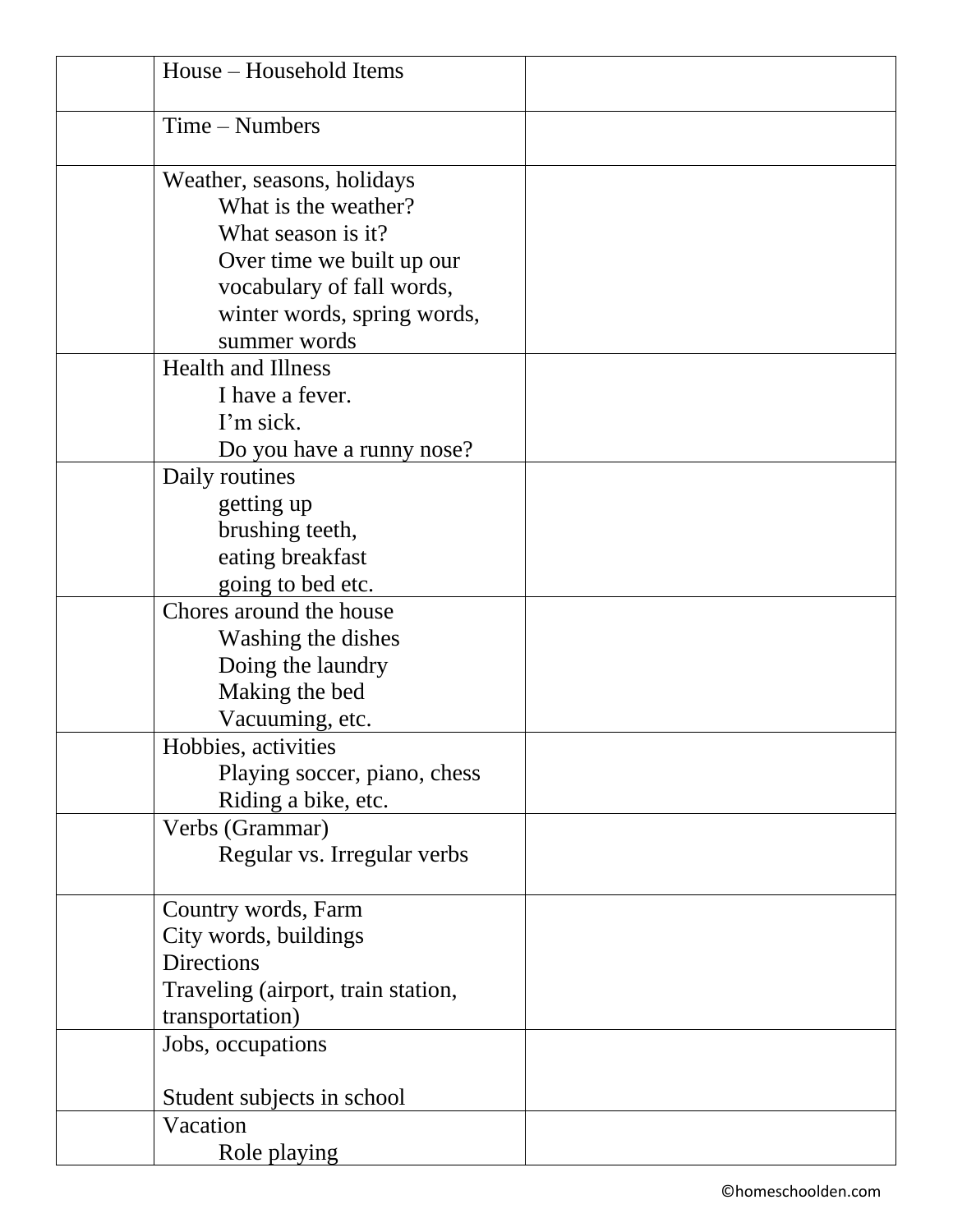| | | |
|---|---|---|
| | House – Household Items | |
| | Time – Numbers | |
| | Weather, seasons, holidays<br>What is the weather?<br>What season is it?<br>Over time we built up our vocabulary of fall words, winter words, spring words, summer words | |
| | Health and Illness<br>I have a fever.<br>I'm sick.<br>Do you have a runny nose? | |
| | Daily routines<br>getting up<br>brushing teeth,<br>eating breakfast<br>going to bed etc. | |
| | Chores around the house<br>Washing the dishes<br>Doing the laundry<br>Making the bed<br>Vacuuming, etc. | |
| | Hobbies, activities<br>Playing soccer, piano, chess<br>Riding a bike, etc. | |
| | Verbs (Grammar)<br>Regular vs. Irregular verbs | |
| | Country words, Farm<br>City words, buildings<br>Directions<br>Traveling (airport, train station, transportation) | |
| | Jobs, occupations<br><br>Student subjects in school | |
| | Vacation<br>Role playing | |

©homeschoolden.com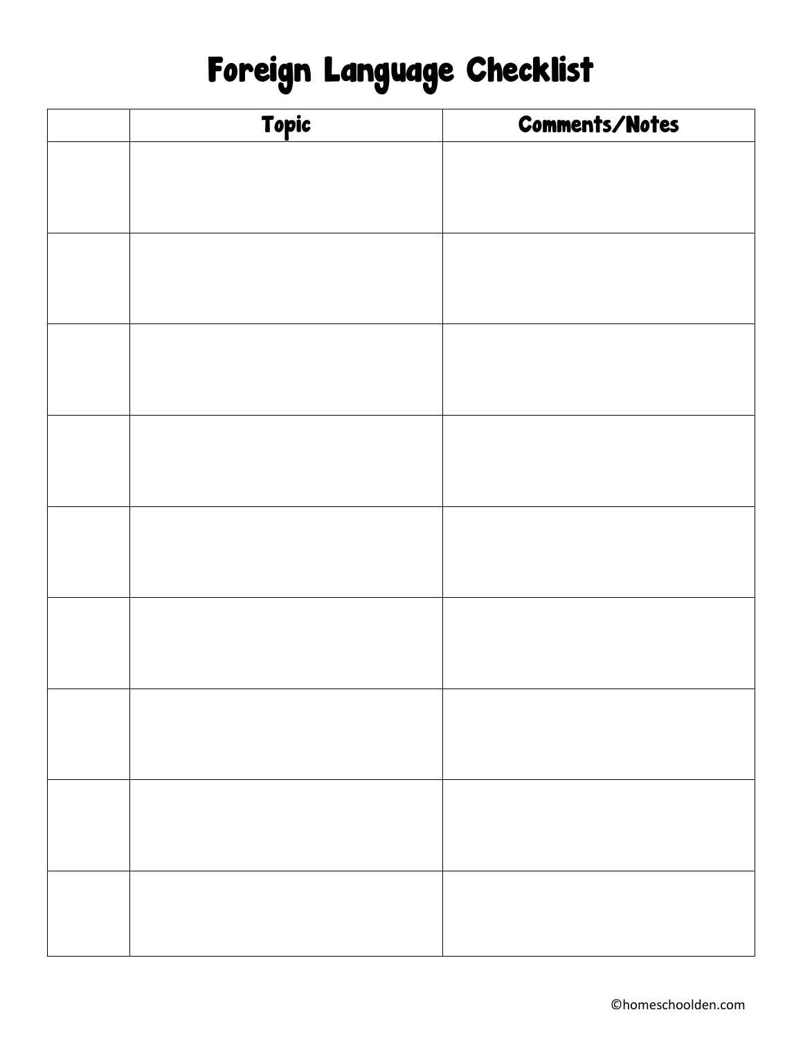# Foreign Language Checklist

| | Topic | Comments/Notes |
|---|---|---|
| | | |
| | | |
| | | |
| | | |
| | | |
| | | |
| | | |
| | | |
| | | |

©homeschoolden.com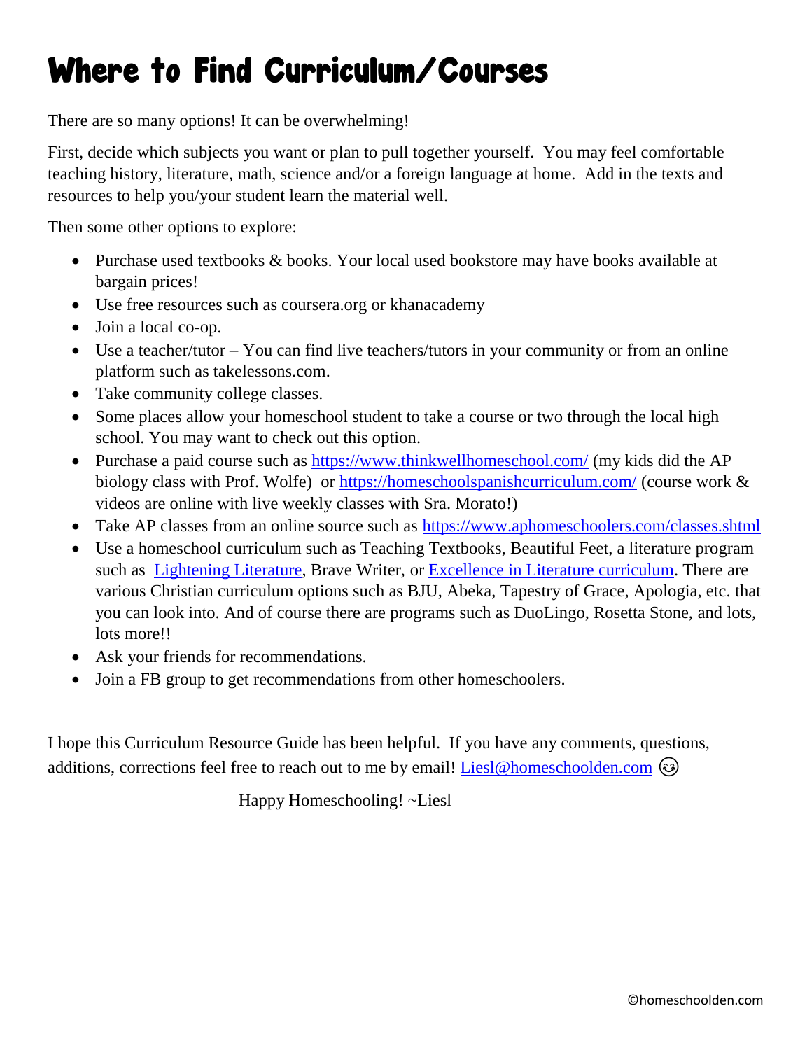# Where to Find Curriculum/Courses

There are so many options! It can be overwhelming!

First, decide which subjects you want or plan to pull together yourself. You may feel comfortable teaching history, literature, math, science and/or a foreign language at home. Add in the texts and resources to help you/your student learn the material well.

Then some other options to explore:

- Purchase used textbooks & books. Your local used bookstore may have books available at bargain prices!
- Use free resources such as coursera.org or khanacademy
- Join a local co-op.
- Use a teacher/tutor – You can find live teachers/tutors in your community or from an online platform such as takelessons.com.
- Take community college classes.
- Some places allow your homeschool student to take a course or two through the local high school. You may want to check out this option.
- Purchase a paid course such as https://www.thinkwellhomeschool.com/ (my kids did the AP biology class with Prof. Wolfe) or https://homeschoolspanishcurriculum.com/ (course work & videos are online with live weekly classes with Sra. Morato!)
- Take AP classes from an online source such as https://www.aphomeschoolers.com/classes.shtml
- Use a homeschool curriculum such as Teaching Textbooks, Beautiful Feet, a literature program such as Lightening Literature, Brave Writer, or Excellence in Literature curriculum. There are various Christian curriculum options such as BJU, Abeka, Tapestry of Grace, Apologia, etc. that you can look into. And of course there are programs such as DuoLingo, Rosetta Stone, and lots, lots more!!
- Ask your friends for recommendations.
- Join a FB group to get recommendations from other homeschoolers.

I hope this Curriculum Resource Guide has been helpful. If you have any comments, questions, additions, corrections feel free to reach out to me by email! Liesl@homeschoolden.com 😊

Happy Homeschooling! ~Liesl

©homeschoolden.com